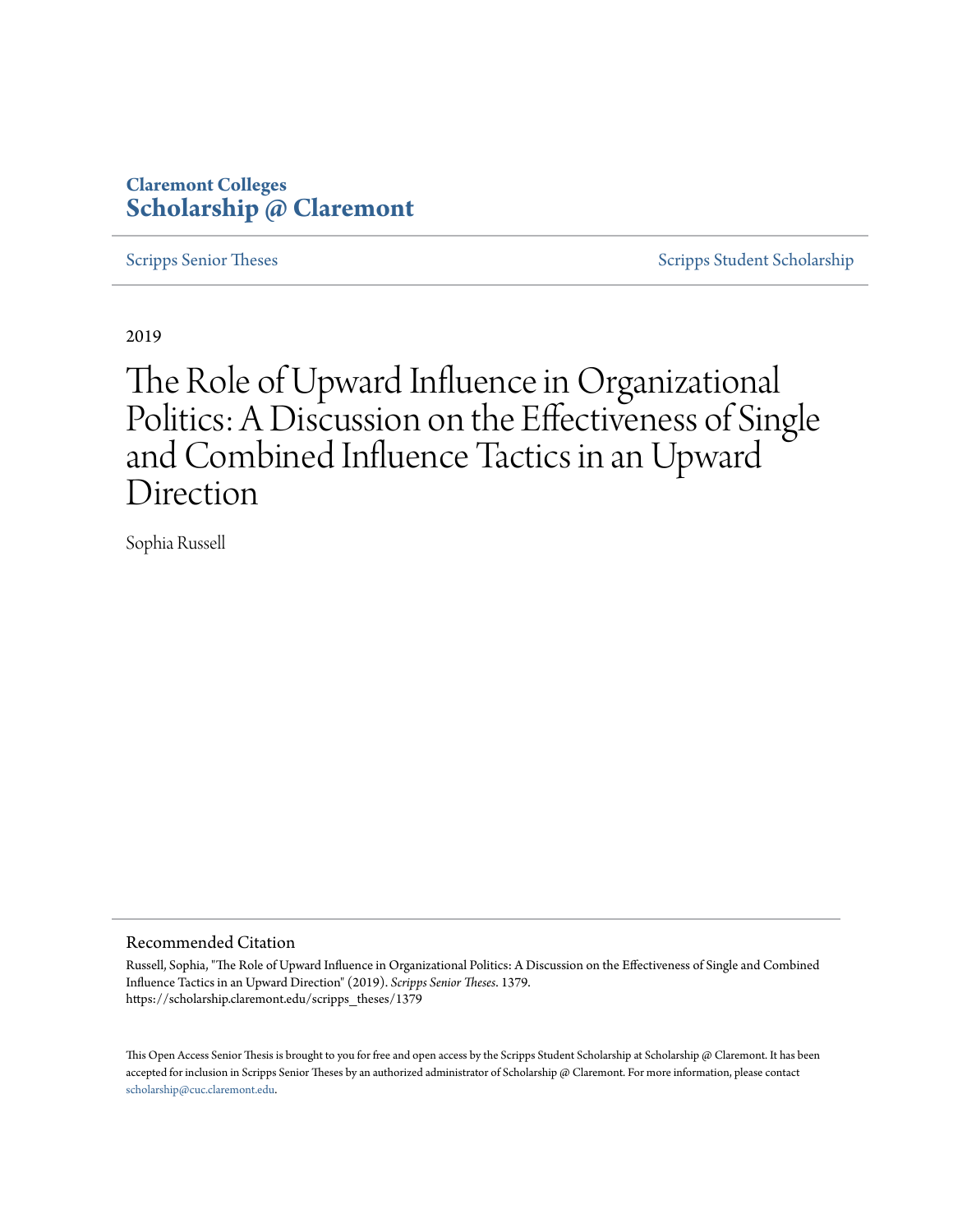Claremont Colleges
**Scholarship @ Claremont**

Scripps Senior Theses | Scripps Student Scholarship

2019

# The Role of Upward Influence in Organizational Politics: A Discussion on the Effectiveness of Single and Combined Influence Tactics in an Upward Direction

Sophia Russell

## Recommended Citation

Russell, Sophia, "The Role of Upward Influence in Organizational Politics: A Discussion on the Effectiveness of Single and Combined Influence Tactics in an Upward Direction" (2019). *Scripps Senior Theses*. 1379.
https://scholarship.claremont.edu/scripps_theses/1379

This Open Access Senior Thesis is brought to you for free and open access by the Scripps Student Scholarship at Scholarship @ Claremont. It has been accepted for inclusion in Scripps Senior Theses by an authorized administrator of Scholarship @ Claremont. For more information, please contact scholarship@cuc.claremont.edu.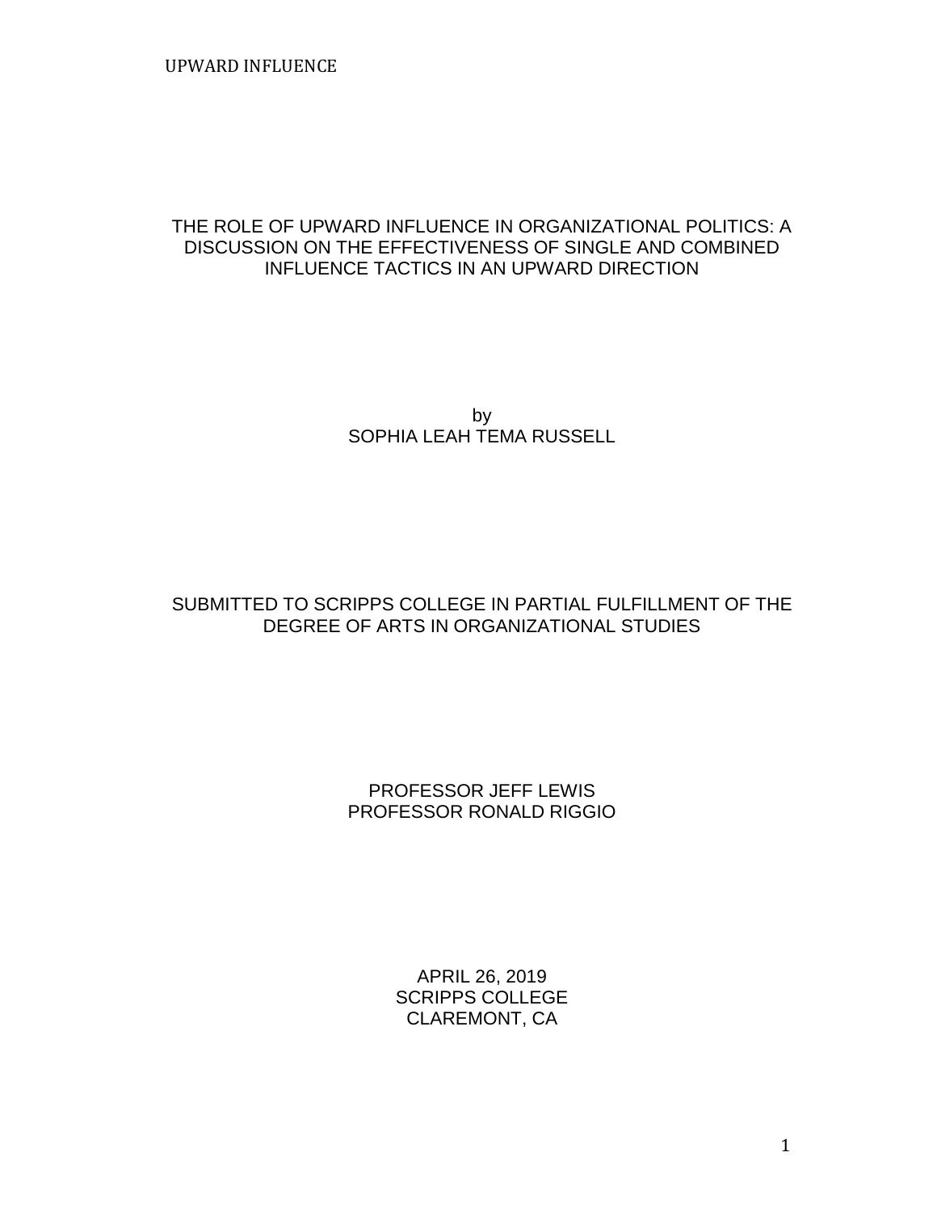# THE ROLE OF UPWARD INFLUENCE IN ORGANIZATIONAL POLITICS: A DISCUSSION ON THE EFFECTIVENESS OF SINGLE AND COMBINED INFLUENCE TACTICS IN AN UPWARD DIRECTION

by
SOPHIA LEAH TEMA RUSSELL

SUBMITTED TO SCRIPPS COLLEGE IN PARTIAL FULFILLMENT OF THE DEGREE OF ARTS IN ORGANIZATIONAL STUDIES

PROFESSOR JEFF LEWIS
PROFESSOR RONALD RIGGIO

APRIL 26, 2019
SCRIPPS COLLEGE
CLAREMONT, CA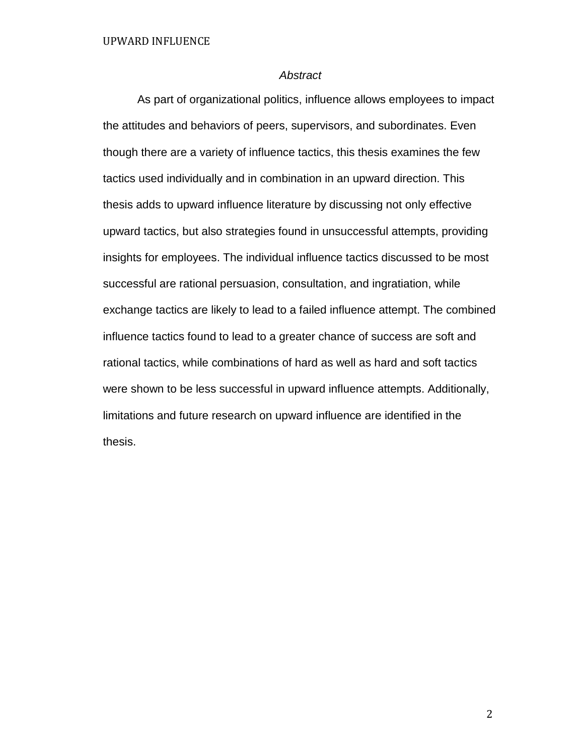*Abstract*

As part of organizational politics, influence allows employees to impact the attitudes and behaviors of peers, supervisors, and subordinates. Even though there are a variety of influence tactics, this thesis examines the few tactics used individually and in combination in an upward direction. This thesis adds to upward influence literature by discussing not only effective upward tactics, but also strategies found in unsuccessful attempts, providing insights for employees. The individual influence tactics discussed to be most successful are rational persuasion, consultation, and ingratiation, while exchange tactics are likely to lead to a failed influence attempt. The combined influence tactics found to lead to a greater chance of success are soft and rational tactics, while combinations of hard as well as hard and soft tactics were shown to be less successful in upward influence attempts. Additionally, limitations and future research on upward influence are identified in the thesis.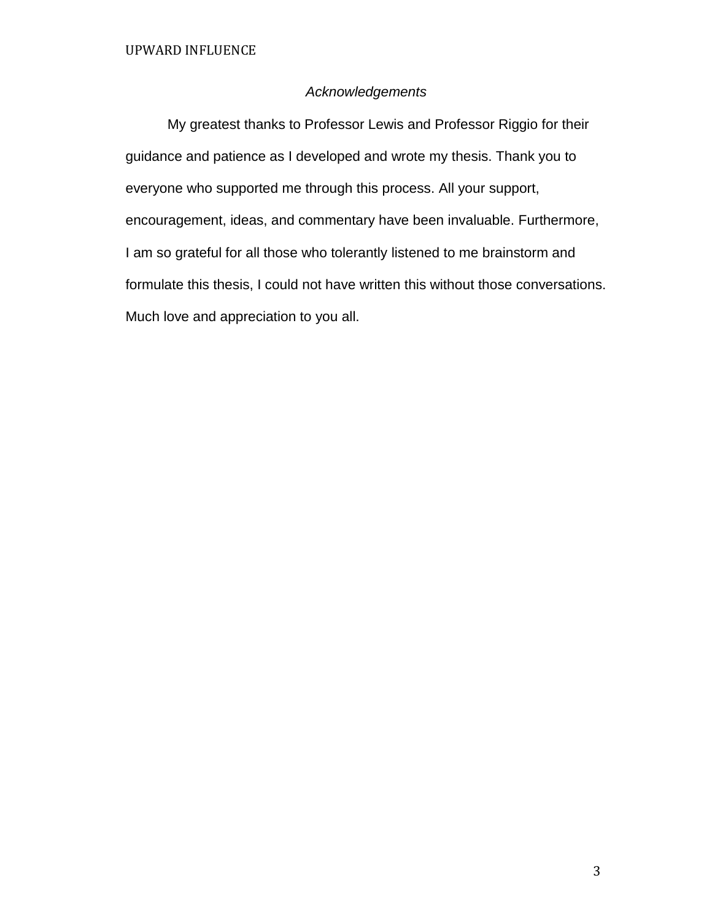## *Acknowledgements*

My greatest thanks to Professor Lewis and Professor Riggio for their guidance and patience as I developed and wrote my thesis. Thank you to everyone who supported me through this process. All your support, encouragement, ideas, and commentary have been invaluable. Furthermore, I am so grateful for all those who tolerantly listened to me brainstorm and formulate this thesis, I could not have written this without those conversations. Much love and appreciation to you all.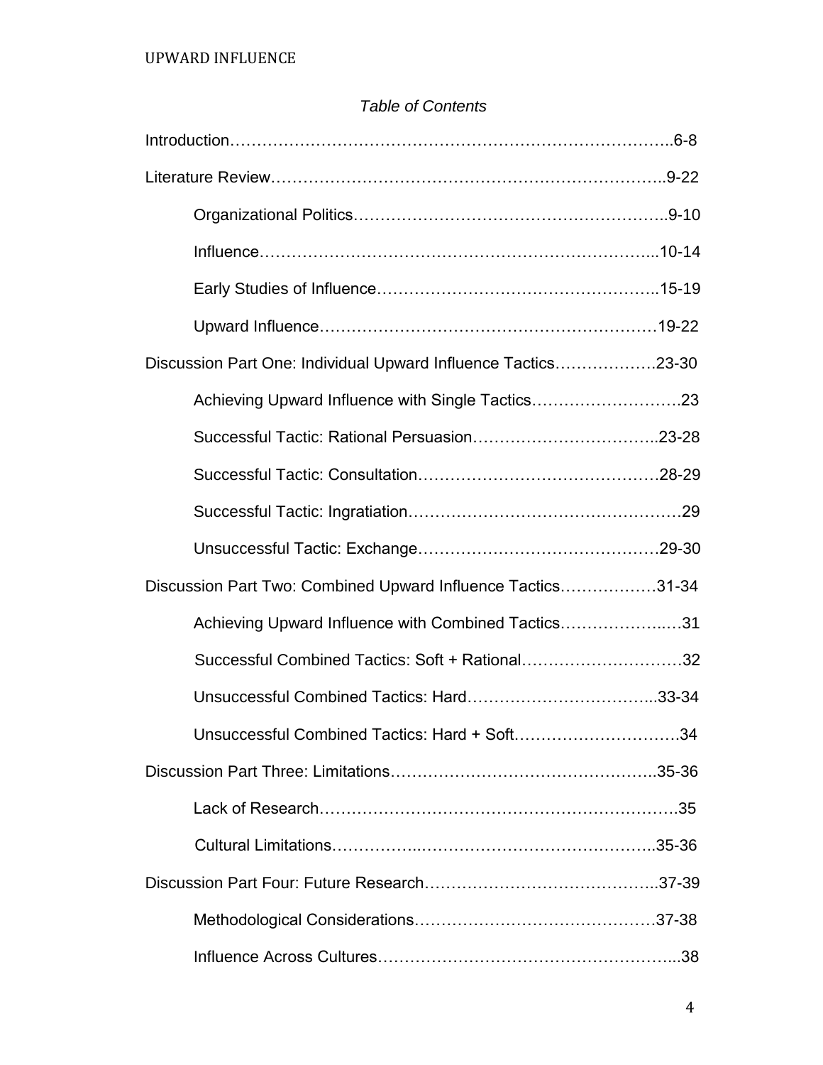*Table of Contents*

Introduction……………………………………………………………………..6-8

Literature Review……………………………………………………………..9-22

- Organizational Politics……………………………………………………..9-10
- Influence…………………………………………………………………...10-14
- Early Studies of Influence…………………………………………….15-19
- Upward Influence………………………………………………………19-22

Discussion Part One: Individual Upward Influence Tactics……………….23-30

- Achieving Upward Influence with Single Tactics……………………….23
- Successful Tactic: Rational Persuasion……………………………..23-28
- Successful Tactic: Consultation………………………………………28-29
- Successful Tactic: Ingratiation…………………………………………….29
- Unsuccessful Tactic: Exchange………………………………………29-30

Discussion Part Two: Combined Upward Influence Tactics………………31-34

- Achieving Upward Influence with Combined Tactics………………..…31
- Successful Combined Tactics: Soft + Rational…………………………32
- Unsuccessful Combined Tactics: Hard……………………………...33-34
- Unsuccessful Combined Tactics: Hard + Soft………………………….34

Discussion Part Three: Limitations…………………………………………...35-36

- Lack of Research………………………………………………………….35
- Cultural Limitations……………..……………………………………..35-36

Discussion Part Four: Future Research……………………………………..37-39

- Methodological Considerations………………………………………37-38
- Influence Across Cultures……………………………………………...38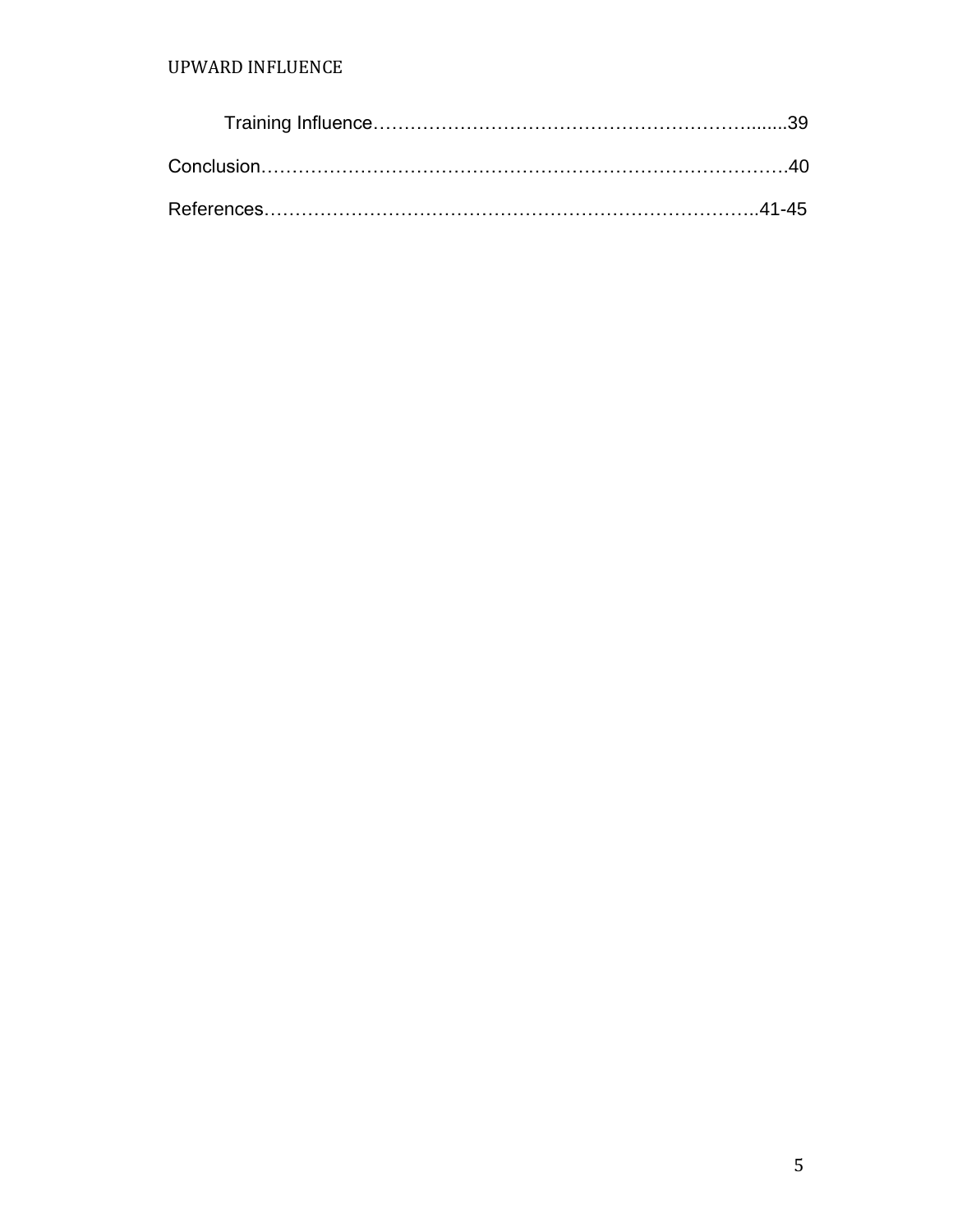Training Influence……………………………………………………….......39

Conclusion……………………………………………………………………….40

References……………………………………………………………………..41-45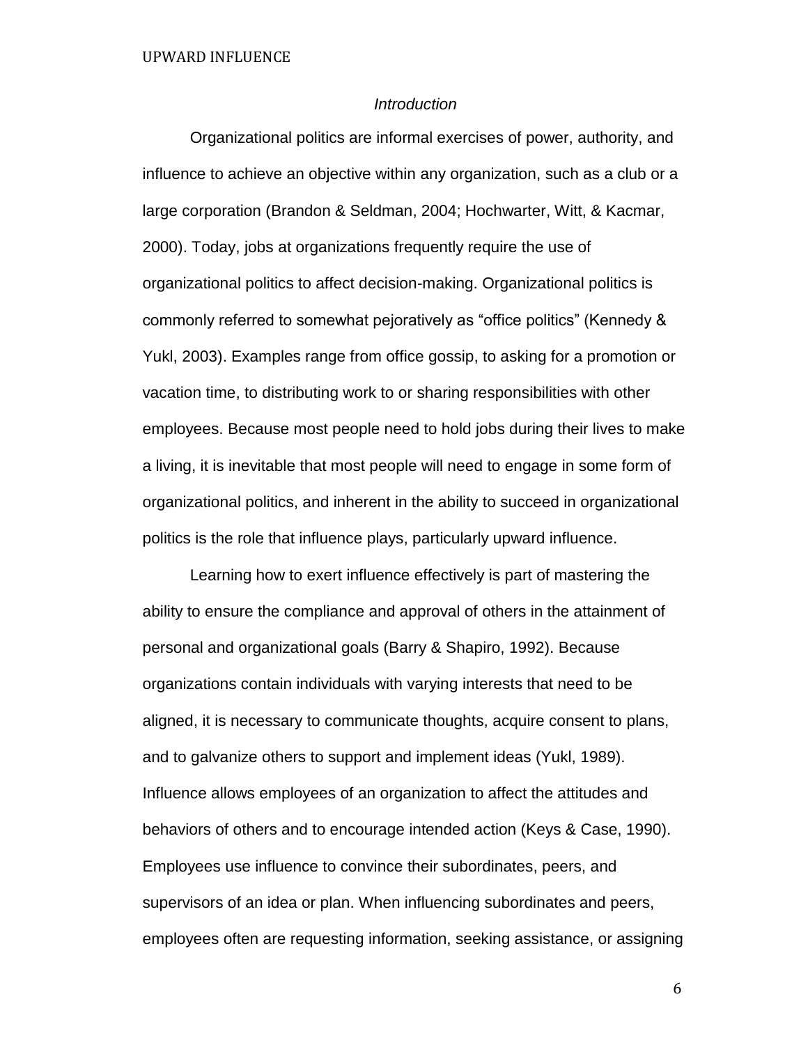## *Introduction*

Organizational politics are informal exercises of power, authority, and influence to achieve an objective within any organization, such as a club or a large corporation (Brandon & Seldman, 2004; Hochwarter, Witt, & Kacmar, 2000). Today, jobs at organizations frequently require the use of organizational politics to affect decision-making. Organizational politics is commonly referred to somewhat pejoratively as "office politics" (Kennedy & Yukl, 2003). Examples range from office gossip, to asking for a promotion or vacation time, to distributing work to or sharing responsibilities with other employees. Because most people need to hold jobs during their lives to make a living, it is inevitable that most people will need to engage in some form of organizational politics, and inherent in the ability to succeed in organizational politics is the role that influence plays, particularly upward influence.

Learning how to exert influence effectively is part of mastering the ability to ensure the compliance and approval of others in the attainment of personal and organizational goals (Barry & Shapiro, 1992). Because organizations contain individuals with varying interests that need to be aligned, it is necessary to communicate thoughts, acquire consent to plans, and to galvanize others to support and implement ideas (Yukl, 1989). Influence allows employees of an organization to affect the attitudes and behaviors of others and to encourage intended action (Keys & Case, 1990). Employees use influence to convince their subordinates, peers, and supervisors of an idea or plan. When influencing subordinates and peers, employees often are requesting information, seeking assistance, or assigning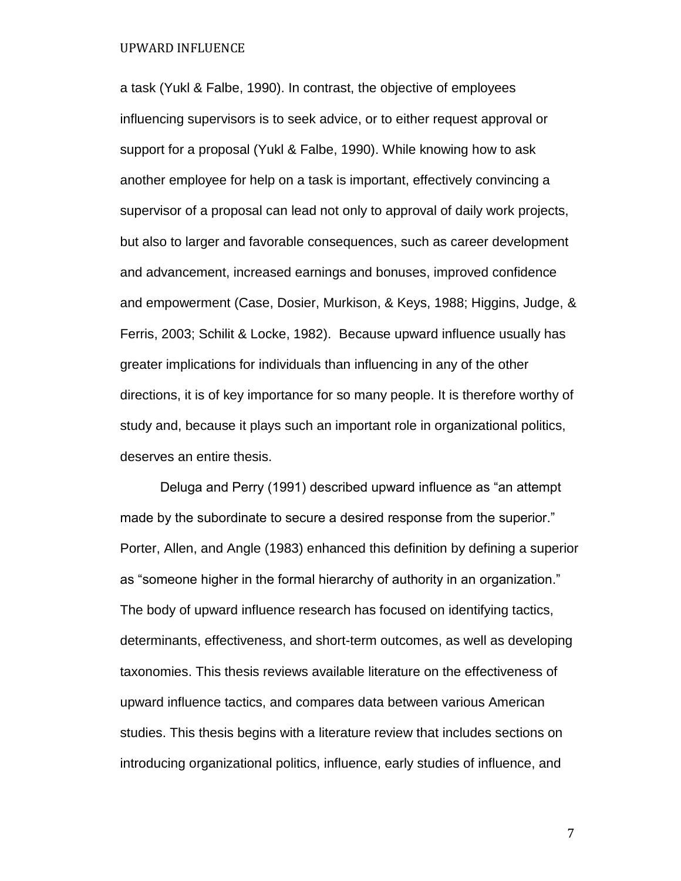a task (Yukl & Falbe, 1990). In contrast, the objective of employees influencing supervisors is to seek advice, or to either request approval or support for a proposal (Yukl & Falbe, 1990). While knowing how to ask another employee for help on a task is important, effectively convincing a supervisor of a proposal can lead not only to approval of daily work projects, but also to larger and favorable consequences, such as career development and advancement, increased earnings and bonuses, improved confidence and empowerment (Case, Dosier, Murkison, & Keys, 1988; Higgins, Judge, & Ferris, 2003; Schilit & Locke, 1982). Because upward influence usually has greater implications for individuals than influencing in any of the other directions, it is of key importance for so many people. It is therefore worthy of study and, because it plays such an important role in organizational politics, deserves an entire thesis.

Deluga and Perry (1991) described upward influence as "an attempt made by the subordinate to secure a desired response from the superior." Porter, Allen, and Angle (1983) enhanced this definition by defining a superior as "someone higher in the formal hierarchy of authority in an organization." The body of upward influence research has focused on identifying tactics, determinants, effectiveness, and short-term outcomes, as well as developing taxonomies. This thesis reviews available literature on the effectiveness of upward influence tactics, and compares data between various American studies. This thesis begins with a literature review that includes sections on introducing organizational politics, influence, early studies of influence, and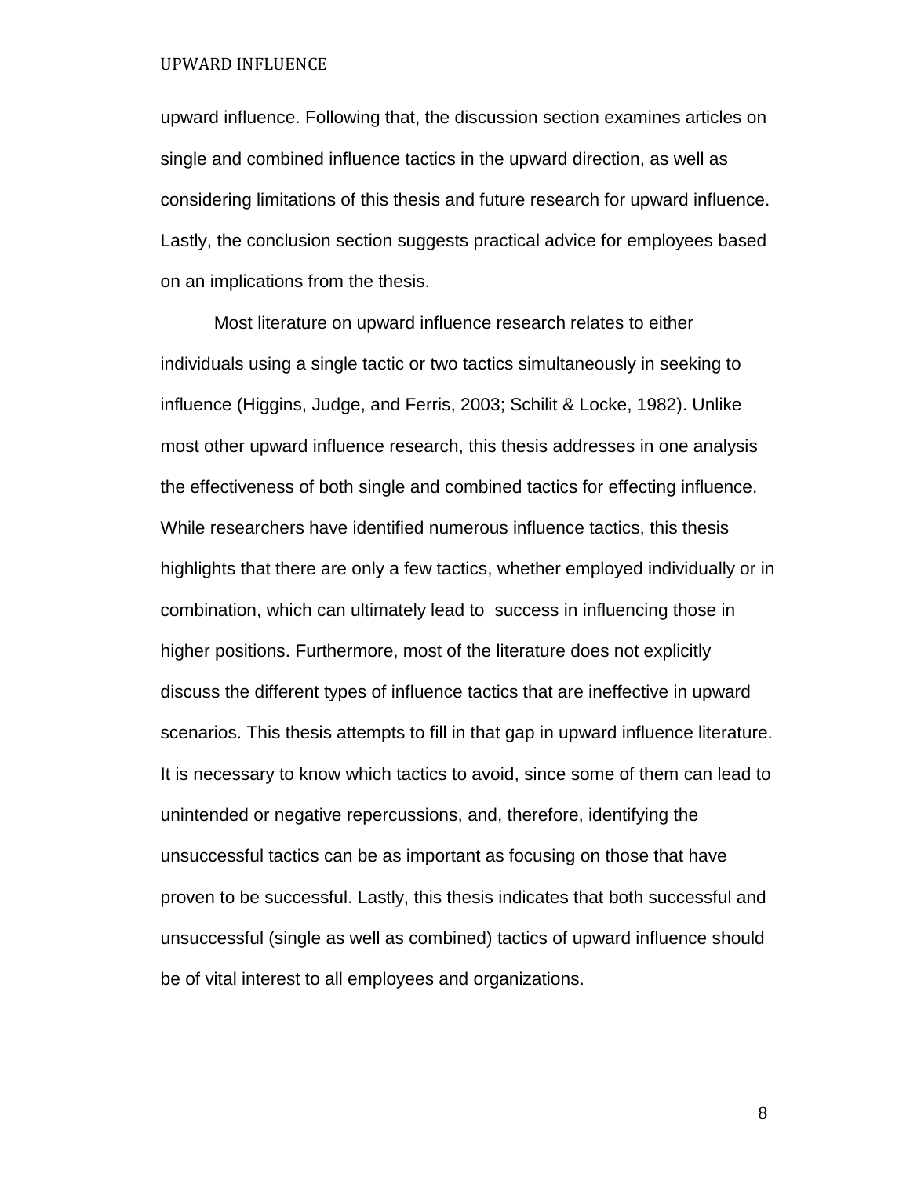upward influence. Following that, the discussion section examines articles on single and combined influence tactics in the upward direction, as well as considering limitations of this thesis and future research for upward influence. Lastly, the conclusion section suggests practical advice for employees based on an implications from the thesis.

Most literature on upward influence research relates to either individuals using a single tactic or two tactics simultaneously in seeking to influence (Higgins, Judge, and Ferris, 2003; Schilit & Locke, 1982). Unlike most other upward influence research, this thesis addresses in one analysis the effectiveness of both single and combined tactics for effecting influence. While researchers have identified numerous influence tactics, this thesis highlights that there are only a few tactics, whether employed individually or in combination, which can ultimately lead to success in influencing those in higher positions. Furthermore, most of the literature does not explicitly discuss the different types of influence tactics that are ineffective in upward scenarios. This thesis attempts to fill in that gap in upward influence literature. It is necessary to know which tactics to avoid, since some of them can lead to unintended or negative repercussions, and, therefore, identifying the unsuccessful tactics can be as important as focusing on those that have proven to be successful. Lastly, this thesis indicates that both successful and unsuccessful (single as well as combined) tactics of upward influence should be of vital interest to all employees and organizations.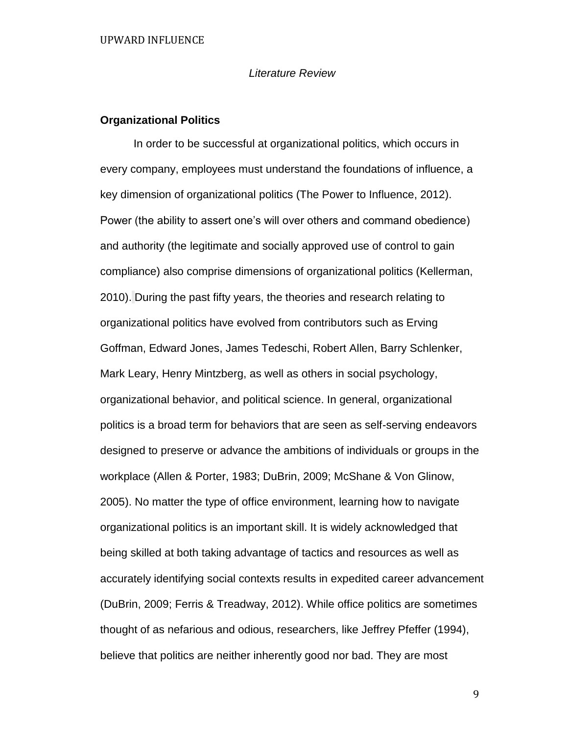*Literature Review*

**Organizational Politics**

In order to be successful at organizational politics, which occurs in every company, employees must understand the foundations of influence, a key dimension of organizational politics (The Power to Influence, 2012). Power (the ability to assert one's will over others and command obedience) and authority (the legitimate and socially approved use of control to gain compliance) also comprise dimensions of organizational politics (Kellerman, 2010). During the past fifty years, the theories and research relating to organizational politics have evolved from contributors such as Erving Goffman, Edward Jones, James Tedeschi, Robert Allen, Barry Schlenker, Mark Leary, Henry Mintzberg, as well as others in social psychology, organizational behavior, and political science. In general, organizational politics is a broad term for behaviors that are seen as self-serving endeavors designed to preserve or advance the ambitions of individuals or groups in the workplace (Allen & Porter, 1983; DuBrin, 2009; McShane & Von Glinow, 2005). No matter the type of office environment, learning how to navigate organizational politics is an important skill. It is widely acknowledged that being skilled at both taking advantage of tactics and resources as well as accurately identifying social contexts results in expedited career advancement (DuBrin, 2009; Ferris & Treadway, 2012). While office politics are sometimes thought of as nefarious and odious, researchers, like Jeffrey Pfeffer (1994), believe that politics are neither inherently good nor bad. They are most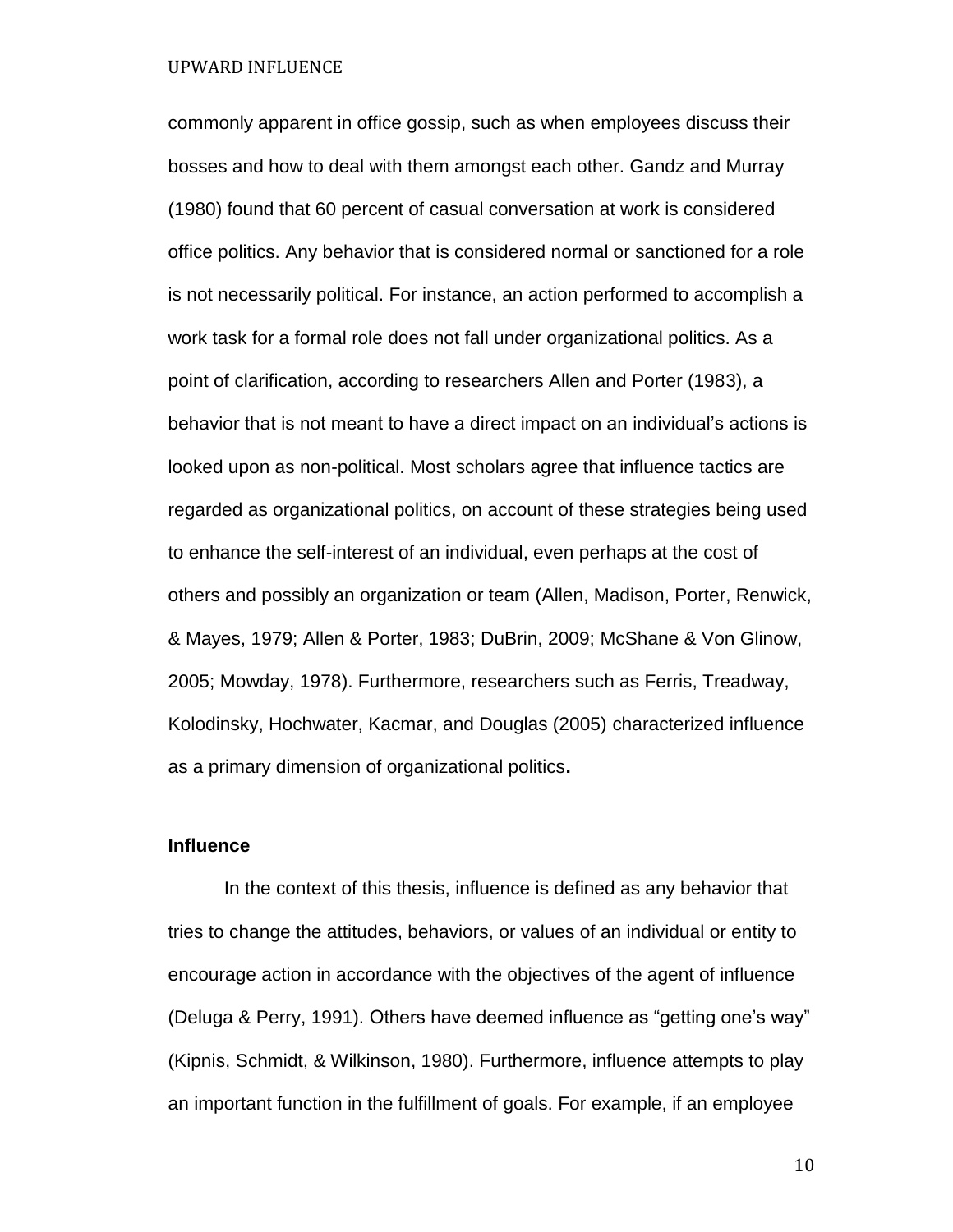commonly apparent in office gossip, such as when employees discuss their bosses and how to deal with them amongst each other. Gandz and Murray (1980) found that 60 percent of casual conversation at work is considered office politics. Any behavior that is considered normal or sanctioned for a role is not necessarily political. For instance, an action performed to accomplish a work task for a formal role does not fall under organizational politics. As a point of clarification, according to researchers Allen and Porter (1983), a behavior that is not meant to have a direct impact on an individual's actions is looked upon as non-political. Most scholars agree that influence tactics are regarded as organizational politics, on account of these strategies being used to enhance the self-interest of an individual, even perhaps at the cost of others and possibly an organization or team (Allen, Madison, Porter, Renwick, & Mayes, 1979; Allen & Porter, 1983; DuBrin, 2009; McShane & Von Glinow, 2005; Mowday, 1978). Furthermore, researchers such as Ferris, Treadway, Kolodinsky, Hochwater, Kacmar, and Douglas (2005) characterized influence as a primary dimension of organizational politics.

## Influence

In the context of this thesis, influence is defined as any behavior that tries to change the attitudes, behaviors, or values of an individual or entity to encourage action in accordance with the objectives of the agent of influence (Deluga & Perry, 1991). Others have deemed influence as "getting one's way" (Kipnis, Schmidt, & Wilkinson, 1980). Furthermore, influence attempts to play an important function in the fulfillment of goals. For example, if an employee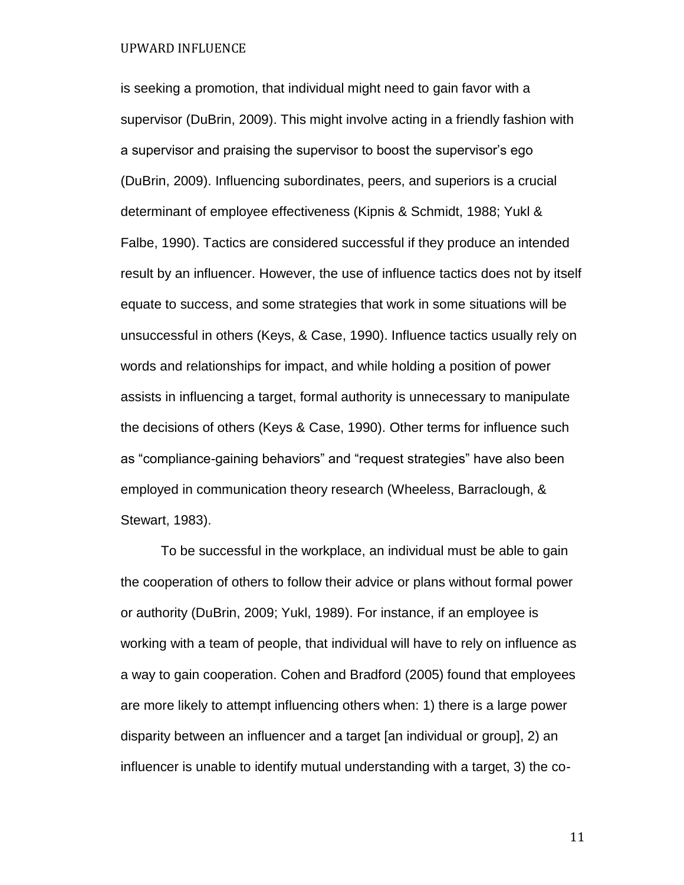is seeking a promotion, that individual might need to gain favor with a supervisor (DuBrin, 2009). This might involve acting in a friendly fashion with a supervisor and praising the supervisor to boost the supervisor's ego (DuBrin, 2009). Influencing subordinates, peers, and superiors is a crucial determinant of employee effectiveness (Kipnis & Schmidt, 1988; Yukl & Falbe, 1990). Tactics are considered successful if they produce an intended result by an influencer. However, the use of influence tactics does not by itself equate to success, and some strategies that work in some situations will be unsuccessful in others (Keys, & Case, 1990). Influence tactics usually rely on words and relationships for impact, and while holding a position of power assists in influencing a target, formal authority is unnecessary to manipulate the decisions of others (Keys & Case, 1990). Other terms for influence such as "compliance-gaining behaviors" and "request strategies" have also been employed in communication theory research (Wheeless, Barraclough, & Stewart, 1983).

To be successful in the workplace, an individual must be able to gain the cooperation of others to follow their advice or plans without formal power or authority (DuBrin, 2009; Yukl, 1989). For instance, if an employee is working with a team of people, that individual will have to rely on influence as a way to gain cooperation. Cohen and Bradford (2005) found that employees are more likely to attempt influencing others when: 1) there is a large power disparity between an influencer and a target [an individual or group], 2) an influencer is unable to identify mutual understanding with a target, 3) the co-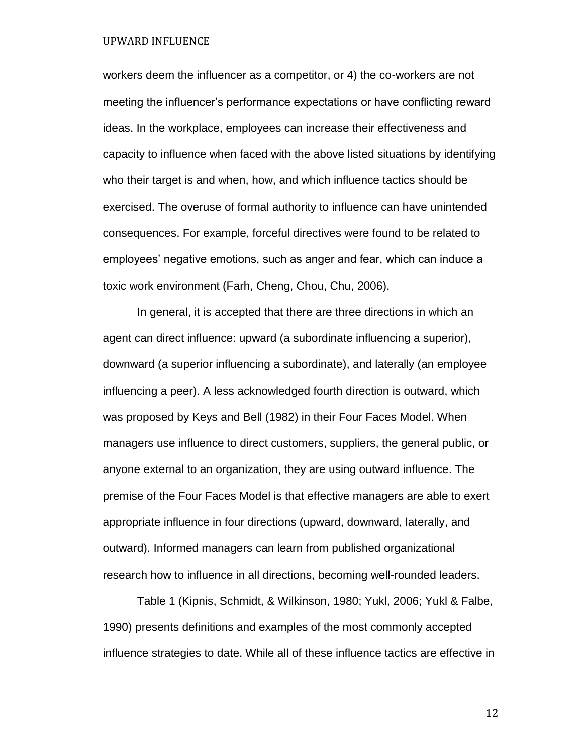workers deem the influencer as a competitor, or 4) the co-workers are not meeting the influencer's performance expectations or have conflicting reward ideas. In the workplace, employees can increase their effectiveness and capacity to influence when faced with the above listed situations by identifying who their target is and when, how, and which influence tactics should be exercised. The overuse of formal authority to influence can have unintended consequences. For example, forceful directives were found to be related to employees' negative emotions, such as anger and fear, which can induce a toxic work environment (Farh, Cheng, Chou, Chu, 2006).

In general, it is accepted that there are three directions in which an agent can direct influence: upward (a subordinate influencing a superior), downward (a superior influencing a subordinate), and laterally (an employee influencing a peer). A less acknowledged fourth direction is outward, which was proposed by Keys and Bell (1982) in their Four Faces Model. When managers use influence to direct customers, suppliers, the general public, or anyone external to an organization, they are using outward influence. The premise of the Four Faces Model is that effective managers are able to exert appropriate influence in four directions (upward, downward, laterally, and outward). Informed managers can learn from published organizational research how to influence in all directions, becoming well-rounded leaders.

Table 1 (Kipnis, Schmidt, & Wilkinson, 1980; Yukl, 2006; Yukl & Falbe, 1990) presents definitions and examples of the most commonly accepted influence strategies to date. While all of these influence tactics are effective in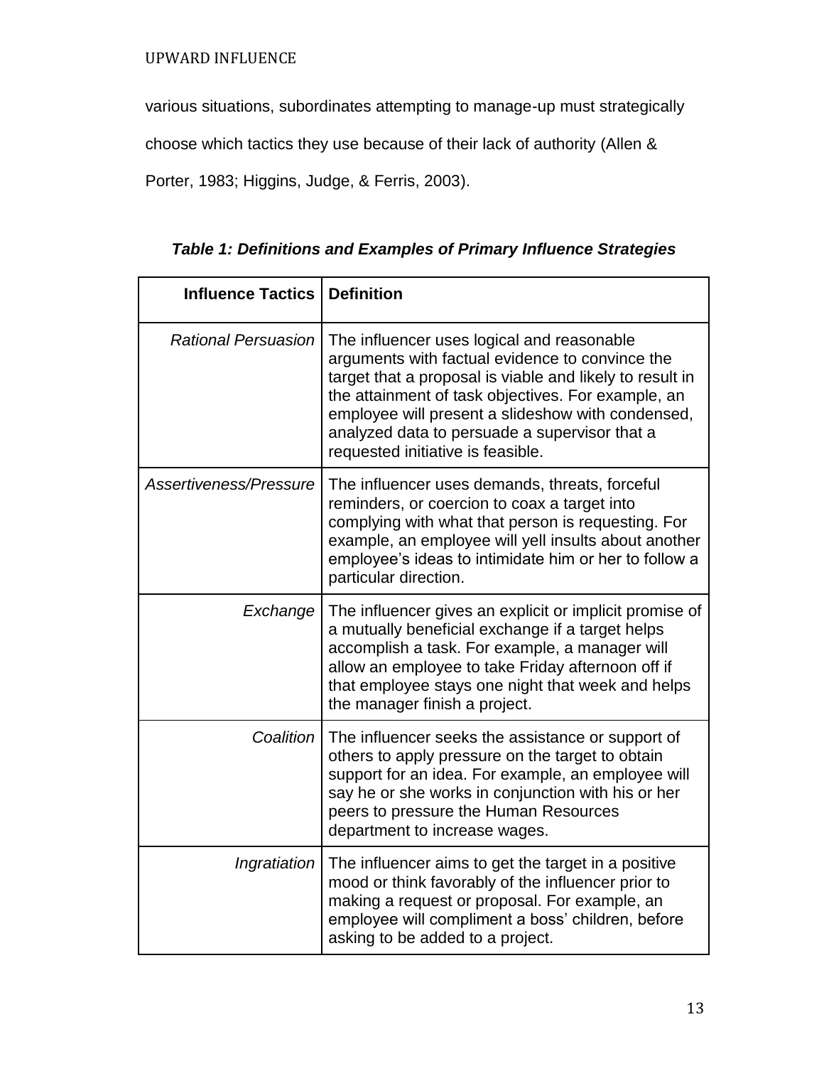various situations, subordinates attempting to manage-up must strategically choose which tactics they use because of their lack of authority (Allen & Porter, 1983; Higgins, Judge, & Ferris, 2003).

***Table 1: Definitions and Examples of Primary Influence Strategies***

| **Influence Tactics** | **Definition** |
| --- | --- |
| *Rational Persuasion* | The influencer uses logical and reasonable arguments with factual evidence to convince the target that a proposal is viable and likely to result in the attainment of task objectives. For example, an employee will present a slideshow with condensed, analyzed data to persuade a supervisor that a requested initiative is feasible. |
| *Assertiveness/Pressure* | The influencer uses demands, threats, forceful reminders, or coercion to coax a target into complying with what that person is requesting. For example, an employee will yell insults about another employee's ideas to intimidate him or her to follow a particular direction. |
| *Exchange* | The influencer gives an explicit or implicit promise of a mutually beneficial exchange if a target helps accomplish a task. For example, a manager will allow an employee to take Friday afternoon off if that employee stays one night that week and helps the manager finish a project. |
| *Coalition* | The influencer seeks the assistance or support of others to apply pressure on the target to obtain support for an idea. For example, an employee will say he or she works in conjunction with his or her peers to pressure the Human Resources department to increase wages. |
| *Ingratiation* | The influencer aims to get the target in a positive mood or think favorably of the influencer prior to making a request or proposal. For example, an employee will compliment a boss' children, before asking to be added to a project. |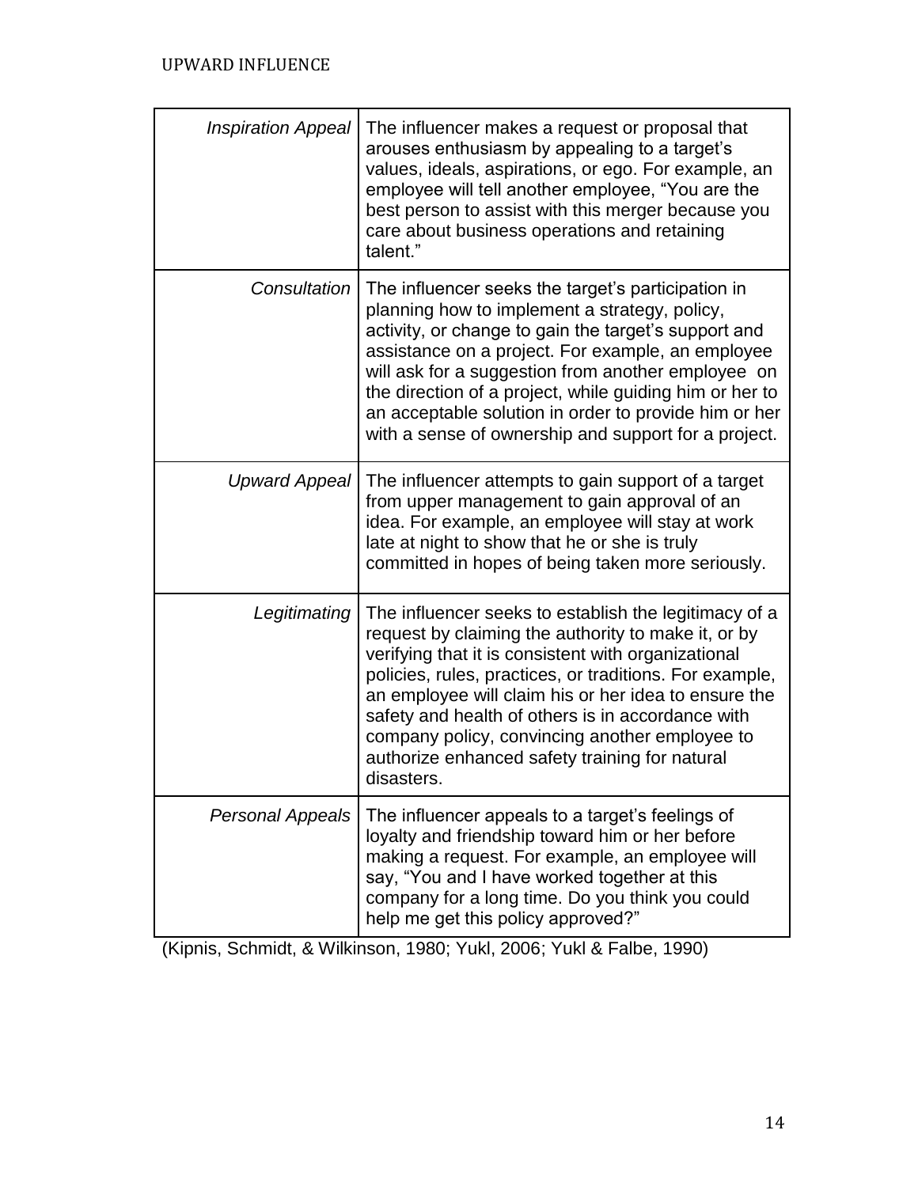| | |
|---|---|
| *Inspiration Appeal* | The influencer makes a request or proposal that arouses enthusiasm by appealing to a target's values, ideals, aspirations, or ego. For example, an employee will tell another employee, "You are the best person to assist with this merger because you care about business operations and retaining talent." |
| *Consultation* | The influencer seeks the target's participation in planning how to implement a strategy, policy, activity, or change to gain the target's support and assistance on a project. For example, an employee will ask for a suggestion from another employee on the direction of a project, while guiding him or her to an acceptable solution in order to provide him or her with a sense of ownership and support for a project. |
| *Upward Appeal* | The influencer attempts to gain support of a target from upper management to gain approval of an idea. For example, an employee will stay at work late at night to show that he or she is truly committed in hopes of being taken more seriously. |
| *Legitimating* | The influencer seeks to establish the legitimacy of a request by claiming the authority to make it, or by verifying that it is consistent with organizational policies, rules, practices, or traditions. For example, an employee will claim his or her idea to ensure the safety and health of others is in accordance with company policy, convincing another employee to authorize enhanced safety training for natural disasters. |
| *Personal Appeals* | The influencer appeals to a target's feelings of loyalty and friendship toward him or her before making a request. For example, an employee will say, "You and I have worked together at this company for a long time. Do you think you could help me get this policy approved?" |

(Kipnis, Schmidt, & Wilkinson, 1980; Yukl, 2006; Yukl & Falbe, 1990)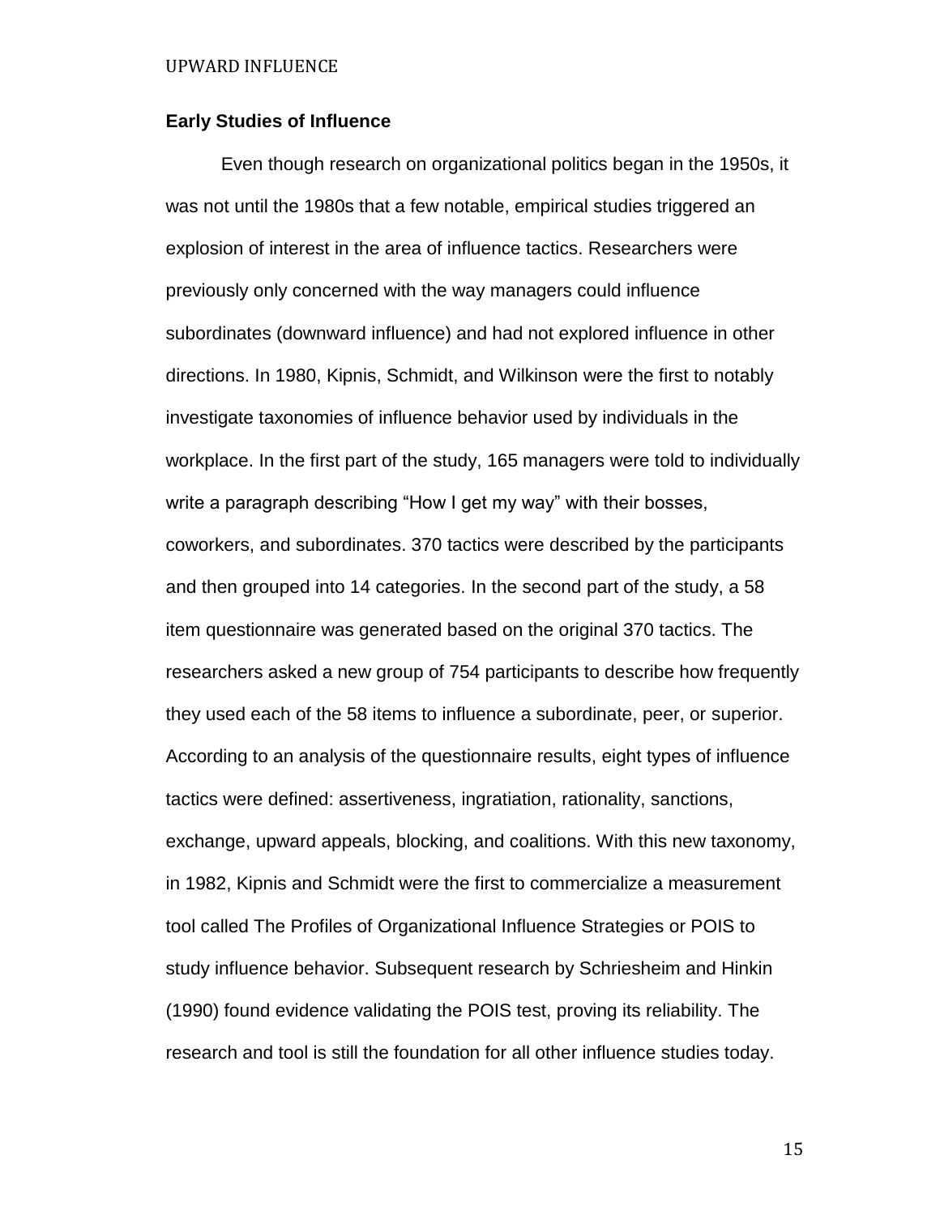**Early Studies of Influence**

Even though research on organizational politics began in the 1950s, it was not until the 1980s that a few notable, empirical studies triggered an explosion of interest in the area of influence tactics. Researchers were previously only concerned with the way managers could influence subordinates (downward influence) and had not explored influence in other directions. In 1980, Kipnis, Schmidt, and Wilkinson were the first to notably investigate taxonomies of influence behavior used by individuals in the workplace. In the first part of the study, 165 managers were told to individually write a paragraph describing "How I get my way" with their bosses, coworkers, and subordinates. 370 tactics were described by the participants and then grouped into 14 categories. In the second part of the study, a 58 item questionnaire was generated based on the original 370 tactics. The researchers asked a new group of 754 participants to describe how frequently they used each of the 58 items to influence a subordinate, peer, or superior. According to an analysis of the questionnaire results, eight types of influence tactics were defined: assertiveness, ingratiation, rationality, sanctions, exchange, upward appeals, blocking, and coalitions. With this new taxonomy, in 1982, Kipnis and Schmidt were the first to commercialize a measurement tool called The Profiles of Organizational Influence Strategies or POIS to study influence behavior. Subsequent research by Schriesheim and Hinkin (1990) found evidence validating the POIS test, proving its reliability. The research and tool is still the foundation for all other influence studies today.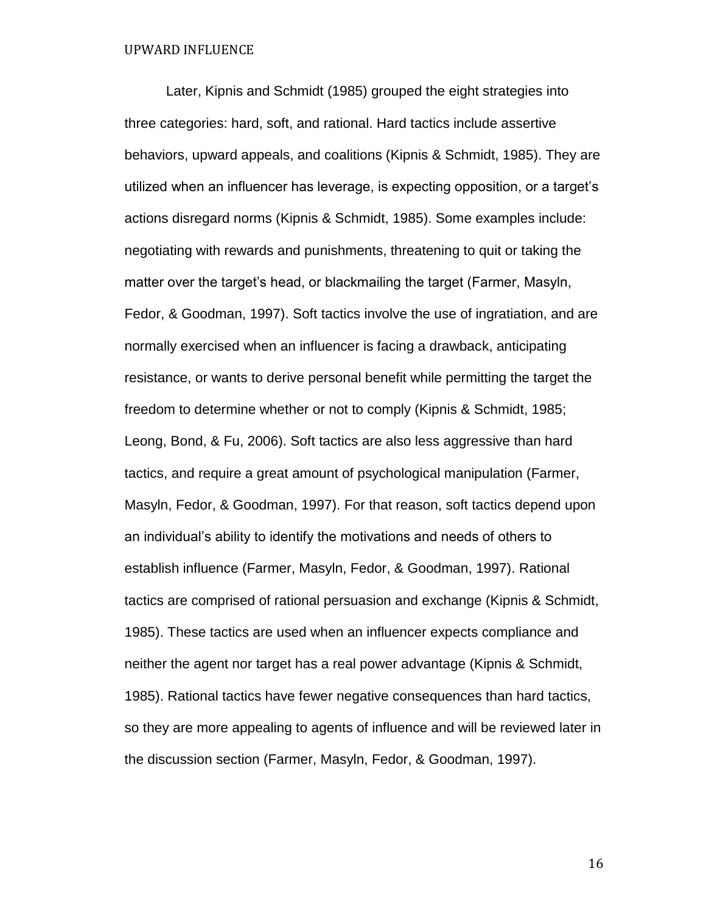Later, Kipnis and Schmidt (1985) grouped the eight strategies into three categories: hard, soft, and rational. Hard tactics include assertive behaviors, upward appeals, and coalitions (Kipnis & Schmidt, 1985). They are utilized when an influencer has leverage, is expecting opposition, or a target's actions disregard norms (Kipnis & Schmidt, 1985). Some examples include: negotiating with rewards and punishments, threatening to quit or taking the matter over the target's head, or blackmailing the target (Farmer, Masyln, Fedor, & Goodman, 1997). Soft tactics involve the use of ingratiation, and are normally exercised when an influencer is facing a drawback, anticipating resistance, or wants to derive personal benefit while permitting the target the freedom to determine whether or not to comply (Kipnis & Schmidt, 1985; Leong, Bond, & Fu, 2006). Soft tactics are also less aggressive than hard tactics, and require a great amount of psychological manipulation (Farmer, Masyln, Fedor, & Goodman, 1997). For that reason, soft tactics depend upon an individual's ability to identify the motivations and needs of others to establish influence (Farmer, Masyln, Fedor, & Goodman, 1997). Rational tactics are comprised of rational persuasion and exchange (Kipnis & Schmidt, 1985). These tactics are used when an influencer expects compliance and neither the agent nor target has a real power advantage (Kipnis & Schmidt, 1985). Rational tactics have fewer negative consequences than hard tactics, so they are more appealing to agents of influence and will be reviewed later in the discussion section (Farmer, Masyln, Fedor, & Goodman, 1997).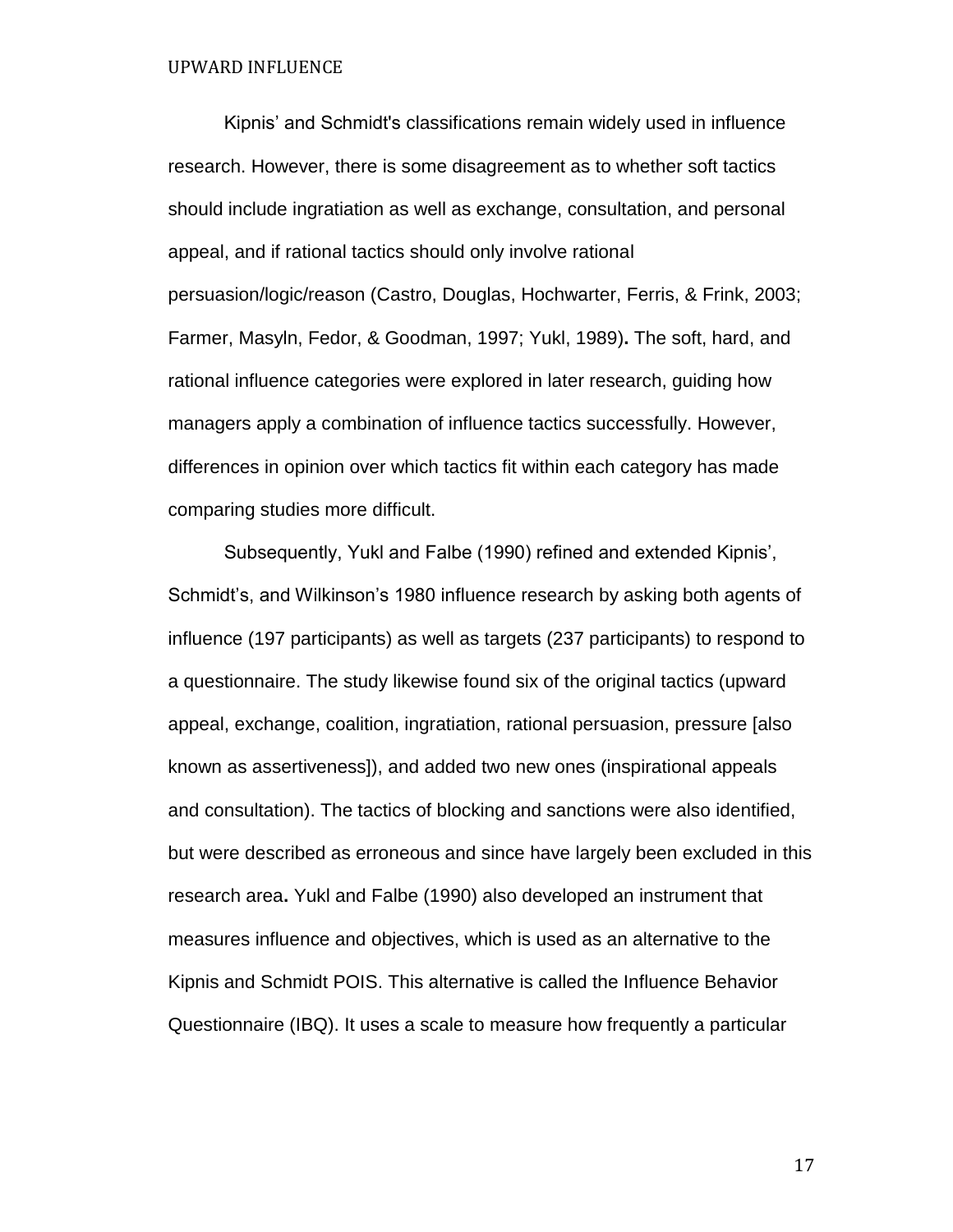Kipnis’ and Schmidt's classifications remain widely used in influence research. However, there is some disagreement as to whether soft tactics should include ingratiation as well as exchange, consultation, and personal appeal, and if rational tactics should only involve rational persuasion/logic/reason (Castro, Douglas, Hochwarter, Ferris, & Frink, 2003; Farmer, Masyln, Fedor, & Goodman, 1997; Yukl, 1989). The soft, hard, and rational influence categories were explored in later research, guiding how managers apply a combination of influence tactics successfully. However, differences in opinion over which tactics fit within each category has made comparing studies more difficult.

Subsequently, Yukl and Falbe (1990) refined and extended Kipnis’, Schmidt’s, and Wilkinson’s 1980 influence research by asking both agents of influence (197 participants) as well as targets (237 participants) to respond to a questionnaire. The study likewise found six of the original tactics (upward appeal, exchange, coalition, ingratiation, rational persuasion, pressure [also known as assertiveness]), and added two new ones (inspirational appeals and consultation). The tactics of blocking and sanctions were also identified, but were described as erroneous and since have largely been excluded in this research area. Yukl and Falbe (1990) also developed an instrument that measures influence and objectives, which is used as an alternative to the Kipnis and Schmidt POIS. This alternative is called the Influence Behavior Questionnaire (IBQ). It uses a scale to measure how frequently a particular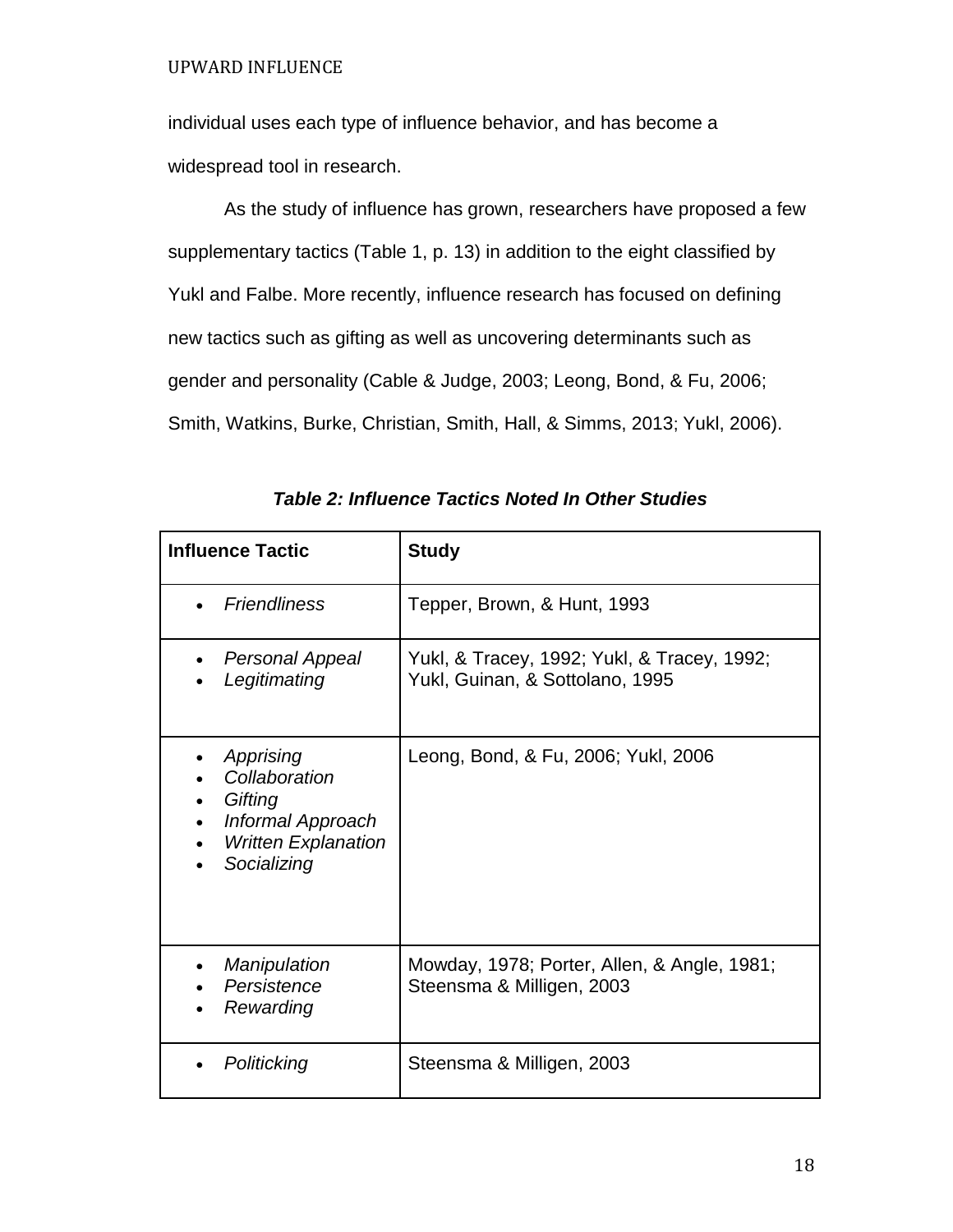individual uses each type of influence behavior, and has become a widespread tool in research.

As the study of influence has grown, researchers have proposed a few supplementary tactics (Table 1, p. 13) in addition to the eight classified by Yukl and Falbe. More recently, influence research has focused on defining new tactics such as gifting as well as uncovering determinants such as gender and personality (Cable & Judge, 2003; Leong, Bond, & Fu, 2006; Smith, Watkins, Burke, Christian, Smith, Hall, & Simms, 2013; Yukl, 2006).

***Table 2: Influence Tactics Noted In Other Studies***

| **Influence Tactic** | **Study** |
| --- | --- |
| • *Friendliness* | Tepper, Brown, & Hunt, 1993 |
| • *Personal Appeal*<br>• *Legitimating* | Yukl, & Tracey, 1992; Yukl, & Tracey, 1992; Yukl, Guinan, & Sottolano, 1995 |
| • *Apprising*<br>• *Collaboration*<br>• *Gifting*<br>• *Informal Approach*<br>• *Written Explanation*<br>• *Socializing* | Leong, Bond, & Fu, 2006; Yukl, 2006 |
| • *Manipulation*<br>• *Persistence*<br>• *Rewarding* | Mowday, 1978; Porter, Allen, & Angle, 1981; Steensma & Milligen, 2003 |
| • *Politicking* | Steensma & Milligen, 2003 |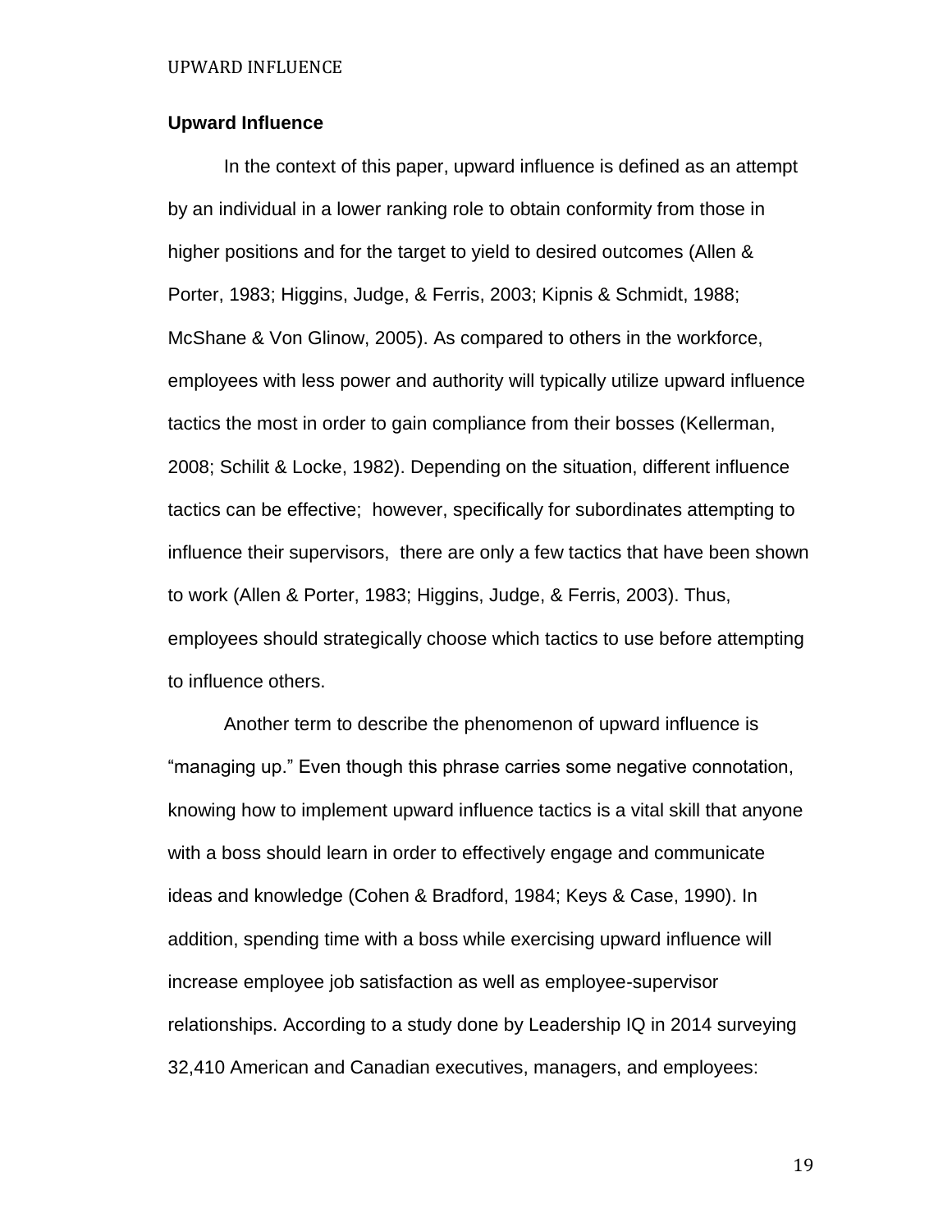## Upward Influence

In the context of this paper, upward influence is defined as an attempt by an individual in a lower ranking role to obtain conformity from those in higher positions and for the target to yield to desired outcomes (Allen & Porter, 1983; Higgins, Judge, & Ferris, 2003; Kipnis & Schmidt, 1988; McShane & Von Glinow, 2005). As compared to others in the workforce, employees with less power and authority will typically utilize upward influence tactics the most in order to gain compliance from their bosses (Kellerman, 2008; Schilit & Locke, 1982). Depending on the situation, different influence tactics can be effective; however, specifically for subordinates attempting to influence their supervisors, there are only a few tactics that have been shown to work (Allen & Porter, 1983; Higgins, Judge, & Ferris, 2003). Thus, employees should strategically choose which tactics to use before attempting to influence others.

Another term to describe the phenomenon of upward influence is "managing up." Even though this phrase carries some negative connotation, knowing how to implement upward influence tactics is a vital skill that anyone with a boss should learn in order to effectively engage and communicate ideas and knowledge (Cohen & Bradford, 1984; Keys & Case, 1990). In addition, spending time with a boss while exercising upward influence will increase employee job satisfaction as well as employee-supervisor relationships. According to a study done by Leadership IQ in 2014 surveying 32,410 American and Canadian executives, managers, and employees: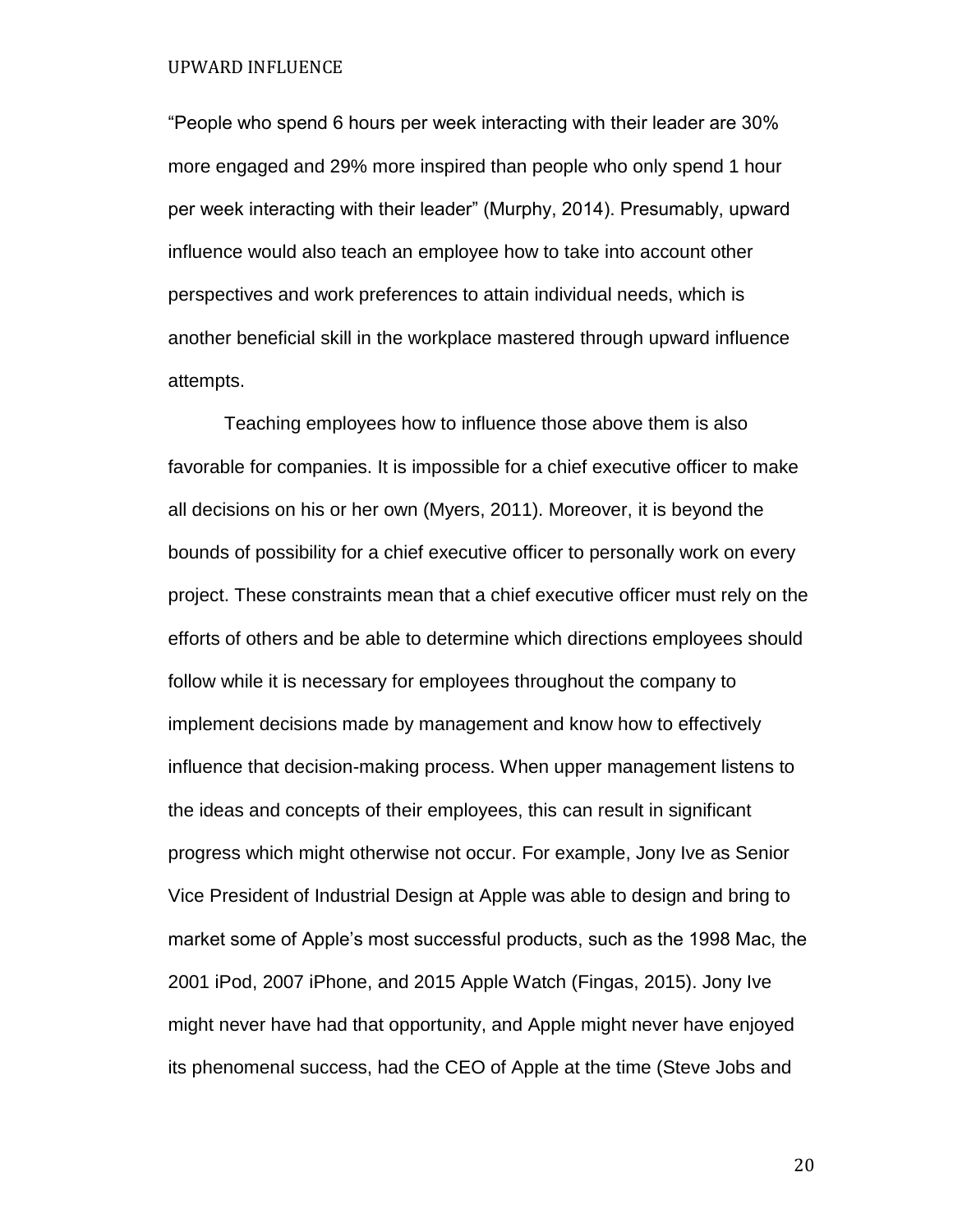"People who spend 6 hours per week interacting with their leader are 30% more engaged and 29% more inspired than people who only spend 1 hour per week interacting with their leader" (Murphy, 2014). Presumably, upward influence would also teach an employee how to take into account other perspectives and work preferences to attain individual needs, which is another beneficial skill in the workplace mastered through upward influence attempts.

Teaching employees how to influence those above them is also favorable for companies. It is impossible for a chief executive officer to make all decisions on his or her own (Myers, 2011). Moreover, it is beyond the bounds of possibility for a chief executive officer to personally work on every project. These constraints mean that a chief executive officer must rely on the efforts of others and be able to determine which directions employees should follow while it is necessary for employees throughout the company to implement decisions made by management and know how to effectively influence that decision-making process. When upper management listens to the ideas and concepts of their employees, this can result in significant progress which might otherwise not occur. For example, Jony Ive as Senior Vice President of Industrial Design at Apple was able to design and bring to market some of Apple's most successful products, such as the 1998 Mac, the 2001 iPod, 2007 iPhone, and 2015 Apple Watch (Fingas, 2015). Jony Ive might never have had that opportunity, and Apple might never have enjoyed its phenomenal success, had the CEO of Apple at the time (Steve Jobs and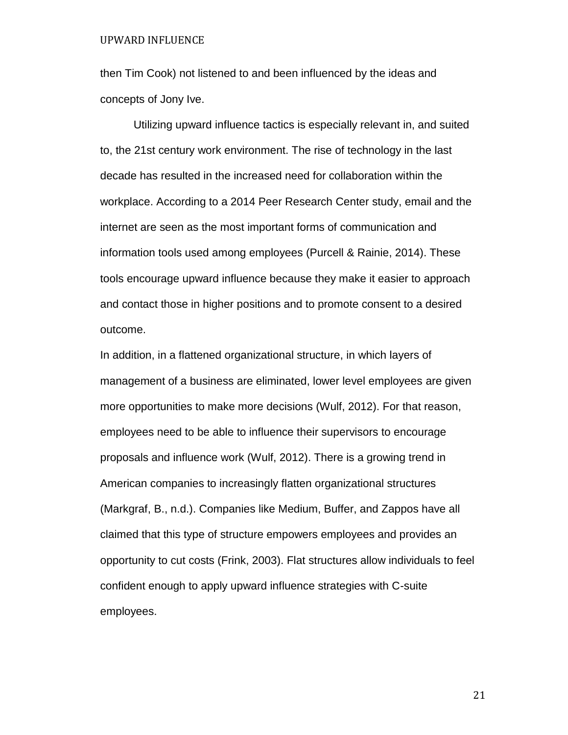then Tim Cook) not listened to and been influenced by the ideas and concepts of Jony Ive.

Utilizing upward influence tactics is especially relevant in, and suited to, the 21st century work environment. The rise of technology in the last decade has resulted in the increased need for collaboration within the workplace. According to a 2014 Peer Research Center study, email and the internet are seen as the most important forms of communication and information tools used among employees (Purcell & Rainie, 2014). These tools encourage upward influence because they make it easier to approach and contact those in higher positions and to promote consent to a desired outcome.

In addition, in a flattened organizational structure, in which layers of management of a business are eliminated, lower level employees are given more opportunities to make more decisions (Wulf, 2012). For that reason, employees need to be able to influence their supervisors to encourage proposals and influence work (Wulf, 2012). There is a growing trend in American companies to increasingly flatten organizational structures (Markgraf, B., n.d.). Companies like Medium, Buffer, and Zappos have all claimed that this type of structure empowers employees and provides an opportunity to cut costs (Frink, 2003). Flat structures allow individuals to feel confident enough to apply upward influence strategies with C-suite employees.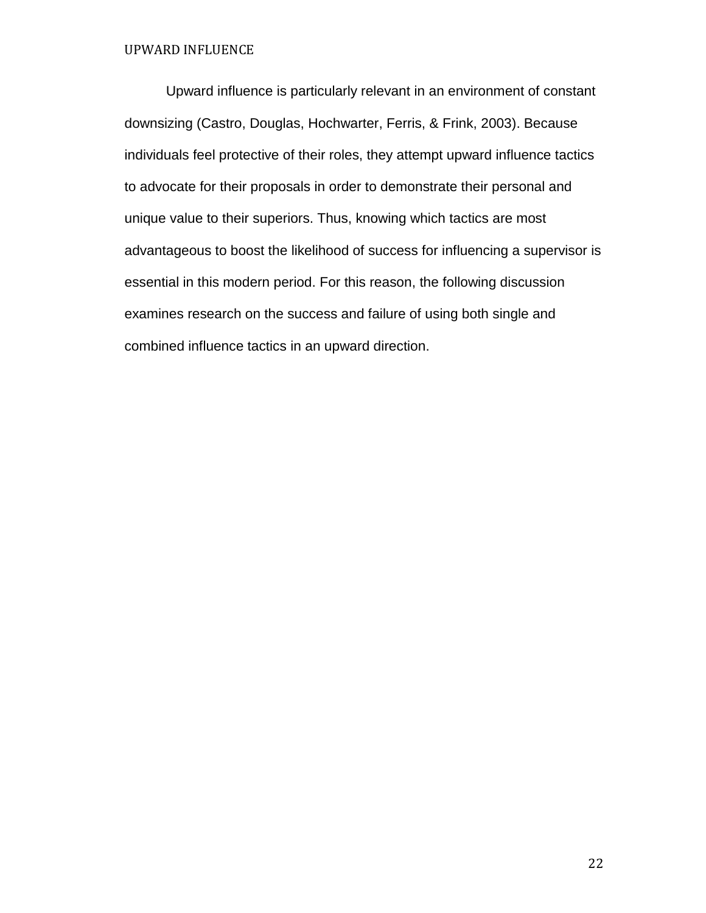Upward influence is particularly relevant in an environment of constant downsizing (Castro, Douglas, Hochwarter, Ferris, & Frink, 2003). Because individuals feel protective of their roles, they attempt upward influence tactics to advocate for their proposals in order to demonstrate their personal and unique value to their superiors. Thus, knowing which tactics are most advantageous to boost the likelihood of success for influencing a supervisor is essential in this modern period. For this reason, the following discussion examines research on the success and failure of using both single and combined influence tactics in an upward direction.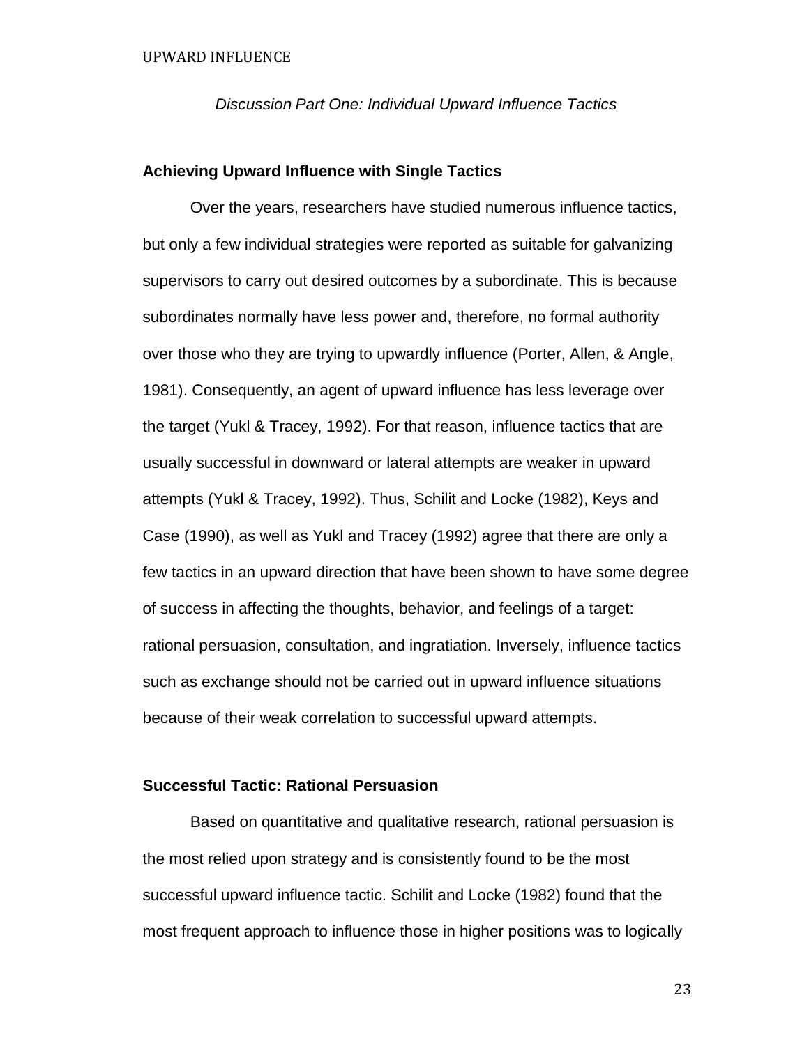*Discussion Part One: Individual Upward Influence Tactics*

## Achieving Upward Influence with Single Tactics

Over the years, researchers have studied numerous influence tactics, but only a few individual strategies were reported as suitable for galvanizing supervisors to carry out desired outcomes by a subordinate. This is because subordinates normally have less power and, therefore, no formal authority over those who they are trying to upwardly influence (Porter, Allen, & Angle, 1981). Consequently, an agent of upward influence has less leverage over the target (Yukl & Tracey, 1992). For that reason, influence tactics that are usually successful in downward or lateral attempts are weaker in upward attempts (Yukl & Tracey, 1992). Thus, Schilit and Locke (1982), Keys and Case (1990), as well as Yukl and Tracey (1992) agree that there are only a few tactics in an upward direction that have been shown to have some degree of success in affecting the thoughts, behavior, and feelings of a target: rational persuasion, consultation, and ingratiation. Inversely, influence tactics such as exchange should not be carried out in upward influence situations because of their weak correlation to successful upward attempts.

## Successful Tactic: Rational Persuasion

Based on quantitative and qualitative research, rational persuasion is the most relied upon strategy and is consistently found to be the most successful upward influence tactic. Schilit and Locke (1982) found that the most frequent approach to influence those in higher positions was to logically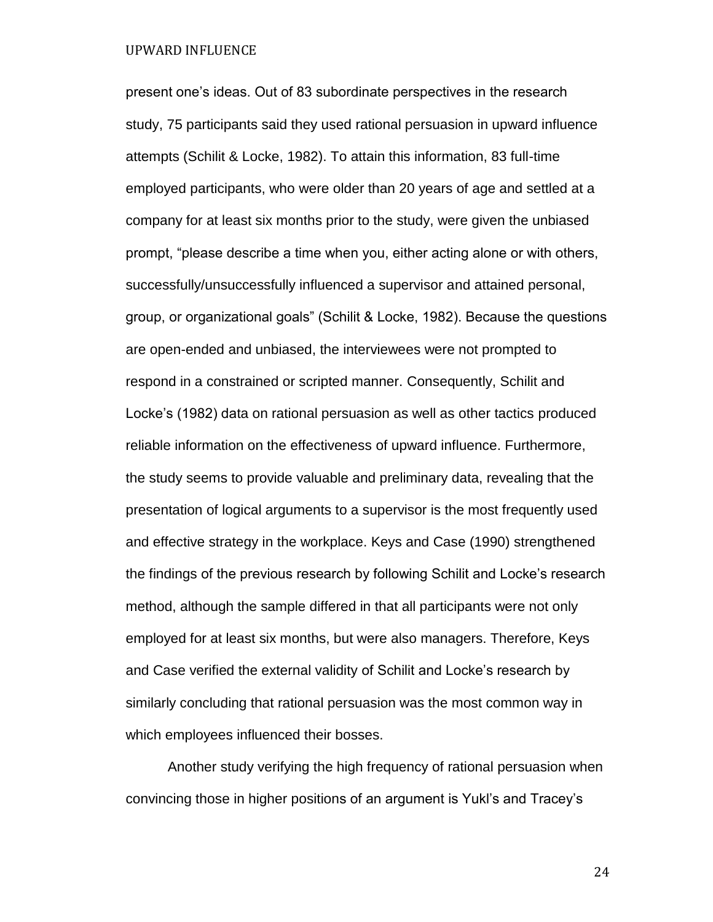present one's ideas. Out of 83 subordinate perspectives in the research study, 75 participants said they used rational persuasion in upward influence attempts (Schilit & Locke, 1982). To attain this information, 83 full-time employed participants, who were older than 20 years of age and settled at a company for at least six months prior to the study, were given the unbiased prompt, "please describe a time when you, either acting alone or with others, successfully/unsuccessfully influenced a supervisor and attained personal, group, or organizational goals" (Schilit & Locke, 1982). Because the questions are open-ended and unbiased, the interviewees were not prompted to respond in a constrained or scripted manner. Consequently, Schilit and Locke's (1982) data on rational persuasion as well as other tactics produced reliable information on the effectiveness of upward influence. Furthermore, the study seems to provide valuable and preliminary data, revealing that the presentation of logical arguments to a supervisor is the most frequently used and effective strategy in the workplace. Keys and Case (1990) strengthened the findings of the previous research by following Schilit and Locke's research method, although the sample differed in that all participants were not only employed for at least six months, but were also managers. Therefore, Keys and Case verified the external validity of Schilit and Locke's research by similarly concluding that rational persuasion was the most common way in which employees influenced their bosses.

Another study verifying the high frequency of rational persuasion when convincing those in higher positions of an argument is Yukl's and Tracey's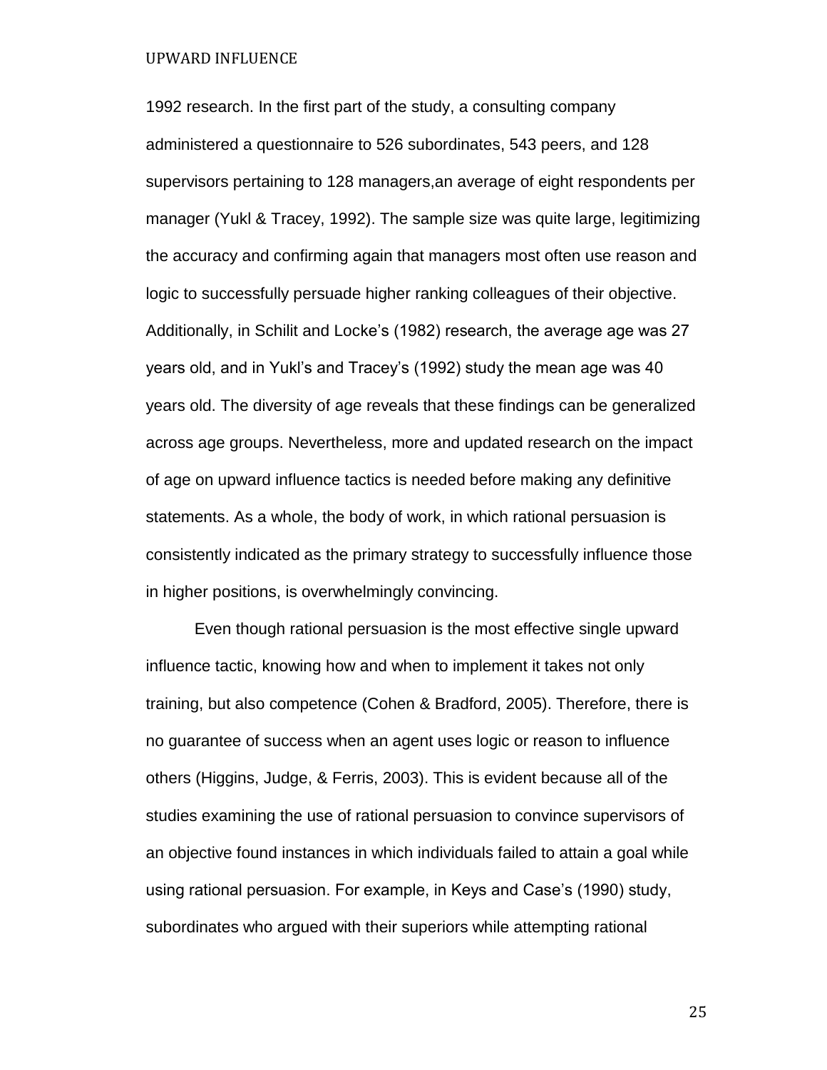1992 research. In the first part of the study, a consulting company administered a questionnaire to 526 subordinates, 543 peers, and 128 supervisors pertaining to 128 managers,an average of eight respondents per manager (Yukl & Tracey, 1992). The sample size was quite large, legitimizing the accuracy and confirming again that managers most often use reason and logic to successfully persuade higher ranking colleagues of their objective. Additionally, in Schilit and Locke's (1982) research, the average age was 27 years old, and in Yukl's and Tracey's (1992) study the mean age was 40 years old. The diversity of age reveals that these findings can be generalized across age groups. Nevertheless, more and updated research on the impact of age on upward influence tactics is needed before making any definitive statements. As a whole, the body of work, in which rational persuasion is consistently indicated as the primary strategy to successfully influence those in higher positions, is overwhelmingly convincing.

Even though rational persuasion is the most effective single upward influence tactic, knowing how and when to implement it takes not only training, but also competence (Cohen & Bradford, 2005). Therefore, there is no guarantee of success when an agent uses logic or reason to influence others (Higgins, Judge, & Ferris, 2003). This is evident because all of the studies examining the use of rational persuasion to convince supervisors of an objective found instances in which individuals failed to attain a goal while using rational persuasion. For example, in Keys and Case's (1990) study, subordinates who argued with their superiors while attempting rational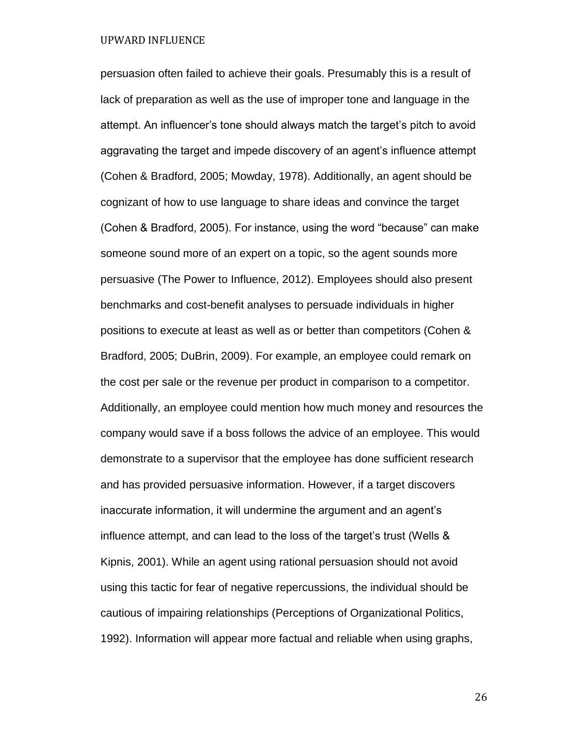persuasion often failed to achieve their goals. Presumably this is a result of lack of preparation as well as the use of improper tone and language in the attempt. An influencer's tone should always match the target's pitch to avoid aggravating the target and impede discovery of an agent's influence attempt (Cohen & Bradford, 2005; Mowday, 1978). Additionally, an agent should be cognizant of how to use language to share ideas and convince the target (Cohen & Bradford, 2005). For instance, using the word "because" can make someone sound more of an expert on a topic, so the agent sounds more persuasive (The Power to Influence, 2012). Employees should also present benchmarks and cost-benefit analyses to persuade individuals in higher positions to execute at least as well as or better than competitors (Cohen & Bradford, 2005; DuBrin, 2009). For example, an employee could remark on the cost per sale or the revenue per product in comparison to a competitor. Additionally, an employee could mention how much money and resources the company would save if a boss follows the advice of an employee. This would demonstrate to a supervisor that the employee has done sufficient research and has provided persuasive information. However, if a target discovers inaccurate information, it will undermine the argument and an agent's influence attempt, and can lead to the loss of the target's trust (Wells & Kipnis, 2001). While an agent using rational persuasion should not avoid using this tactic for fear of negative repercussions, the individual should be cautious of impairing relationships (Perceptions of Organizational Politics, 1992). Information will appear more factual and reliable when using graphs,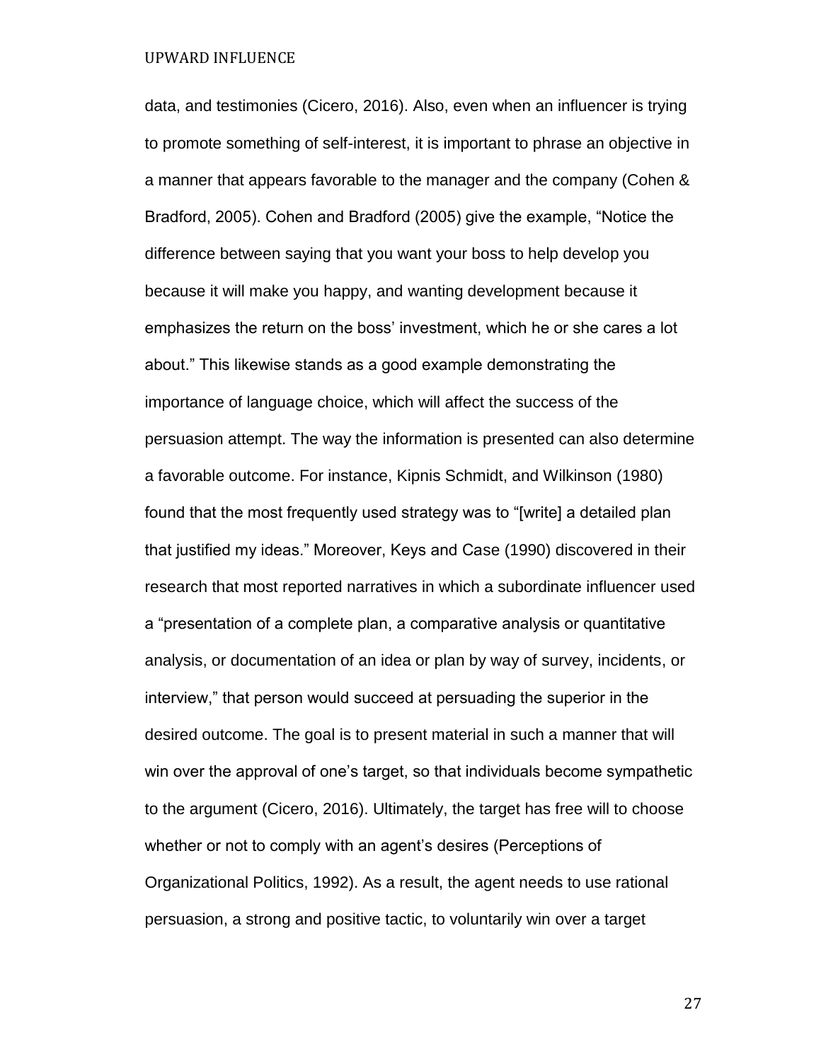data, and testimonies (Cicero, 2016). Also, even when an influencer is trying to promote something of self-interest, it is important to phrase an objective in a manner that appears favorable to the manager and the company (Cohen & Bradford, 2005). Cohen and Bradford (2005) give the example, "Notice the difference between saying that you want your boss to help develop you because it will make you happy, and wanting development because it emphasizes the return on the boss' investment, which he or she cares a lot about." This likewise stands as a good example demonstrating the importance of language choice, which will affect the success of the persuasion attempt. The way the information is presented can also determine a favorable outcome. For instance, Kipnis Schmidt, and Wilkinson (1980) found that the most frequently used strategy was to "[write] a detailed plan that justified my ideas." Moreover, Keys and Case (1990) discovered in their research that most reported narratives in which a subordinate influencer used a "presentation of a complete plan, a comparative analysis or quantitative analysis, or documentation of an idea or plan by way of survey, incidents, or interview," that person would succeed at persuading the superior in the desired outcome. The goal is to present material in such a manner that will win over the approval of one's target, so that individuals become sympathetic to the argument (Cicero, 2016). Ultimately, the target has free will to choose whether or not to comply with an agent's desires (Perceptions of Organizational Politics, 1992). As a result, the agent needs to use rational persuasion, a strong and positive tactic, to voluntarily win over a target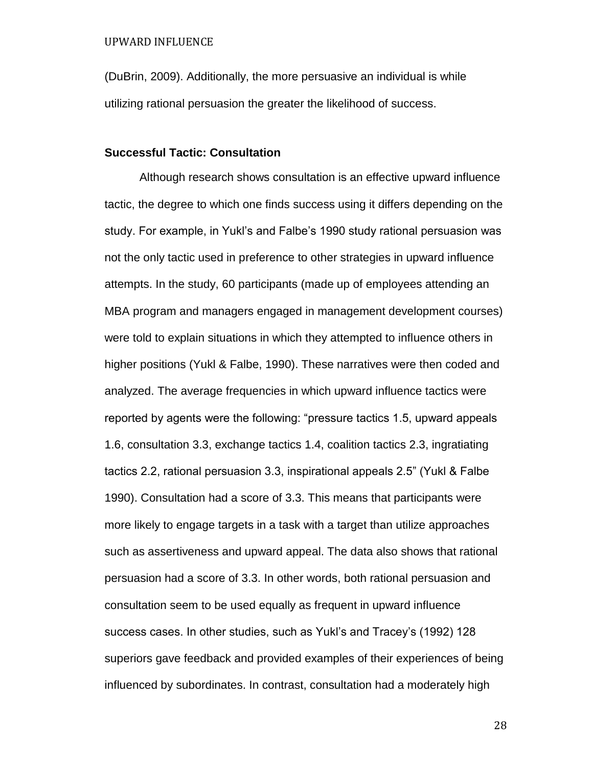(DuBrin, 2009). Additionally, the more persuasive an individual is while utilizing rational persuasion the greater the likelihood of success.

**Successful Tactic: Consultation**

Although research shows consultation is an effective upward influence tactic, the degree to which one finds success using it differs depending on the study. For example, in Yukl's and Falbe's 1990 study rational persuasion was not the only tactic used in preference to other strategies in upward influence attempts. In the study, 60 participants (made up of employees attending an MBA program and managers engaged in management development courses) were told to explain situations in which they attempted to influence others in higher positions (Yukl & Falbe, 1990). These narratives were then coded and analyzed. The average frequencies in which upward influence tactics were reported by agents were the following: "pressure tactics 1.5, upward appeals 1.6, consultation 3.3, exchange tactics 1.4, coalition tactics 2.3, ingratiating tactics 2.2, rational persuasion 3.3, inspirational appeals 2.5" (Yukl & Falbe 1990). Consultation had a score of 3.3. This means that participants were more likely to engage targets in a task with a target than utilize approaches such as assertiveness and upward appeal. The data also shows that rational persuasion had a score of 3.3. In other words, both rational persuasion and consultation seem to be used equally as frequent in upward influence success cases. In other studies, such as Yukl's and Tracey's (1992) 128 superiors gave feedback and provided examples of their experiences of being influenced by subordinates. In contrast, consultation had a moderately high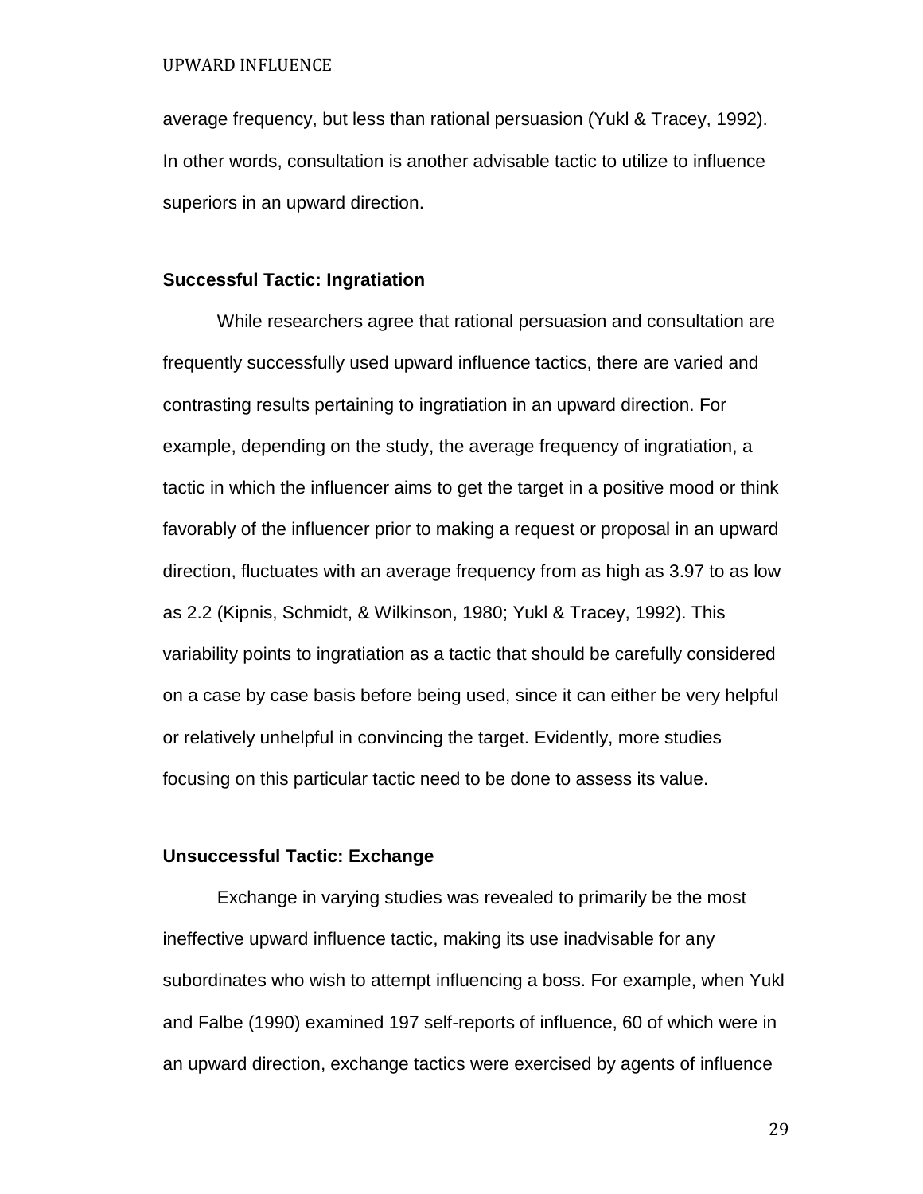average frequency, but less than rational persuasion (Yukl & Tracey, 1992). In other words, consultation is another advisable tactic to utilize to influence superiors in an upward direction.

### Successful Tactic: Ingratiation

While researchers agree that rational persuasion and consultation are frequently successfully used upward influence tactics, there are varied and contrasting results pertaining to ingratiation in an upward direction. For example, depending on the study, the average frequency of ingratiation, a tactic in which the influencer aims to get the target in a positive mood or think favorably of the influencer prior to making a request or proposal in an upward direction, fluctuates with an average frequency from as high as 3.97 to as low as 2.2 (Kipnis, Schmidt, & Wilkinson, 1980; Yukl & Tracey, 1992). This variability points to ingratiation as a tactic that should be carefully considered on a case by case basis before being used, since it can either be very helpful or relatively unhelpful in convincing the target. Evidently, more studies focusing on this particular tactic need to be done to assess its value.

### Unsuccessful Tactic: Exchange

Exchange in varying studies was revealed to primarily be the most ineffective upward influence tactic, making its use inadvisable for any subordinates who wish to attempt influencing a boss. For example, when Yukl and Falbe (1990) examined 197 self-reports of influence, 60 of which were in an upward direction, exchange tactics were exercised by agents of influence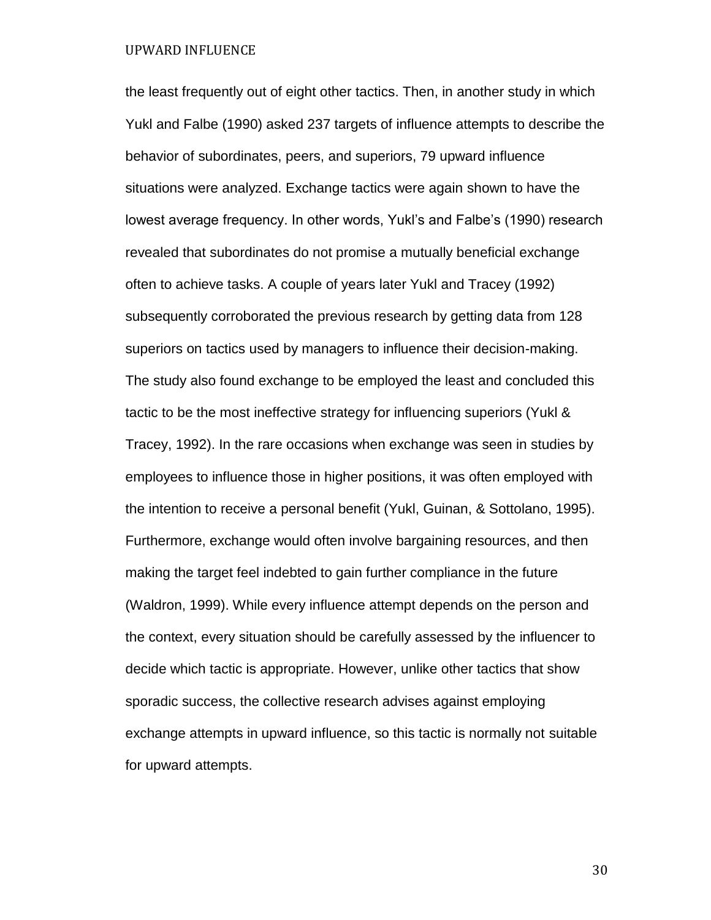the least frequently out of eight other tactics. Then, in another study in which Yukl and Falbe (1990) asked 237 targets of influence attempts to describe the behavior of subordinates, peers, and superiors, 79 upward influence situations were analyzed. Exchange tactics were again shown to have the lowest average frequency. In other words, Yukl's and Falbe's (1990) research revealed that subordinates do not promise a mutually beneficial exchange often to achieve tasks. A couple of years later Yukl and Tracey (1992) subsequently corroborated the previous research by getting data from 128 superiors on tactics used by managers to influence their decision-making. The study also found exchange to be employed the least and concluded this tactic to be the most ineffective strategy for influencing superiors (Yukl & Tracey, 1992). In the rare occasions when exchange was seen in studies by employees to influence those in higher positions, it was often employed with the intention to receive a personal benefit (Yukl, Guinan, & Sottolano, 1995). Furthermore, exchange would often involve bargaining resources, and then making the target feel indebted to gain further compliance in the future (Waldron, 1999). While every influence attempt depends on the person and the context, every situation should be carefully assessed by the influencer to decide which tactic is appropriate. However, unlike other tactics that show sporadic success, the collective research advises against employing exchange attempts in upward influence, so this tactic is normally not suitable for upward attempts.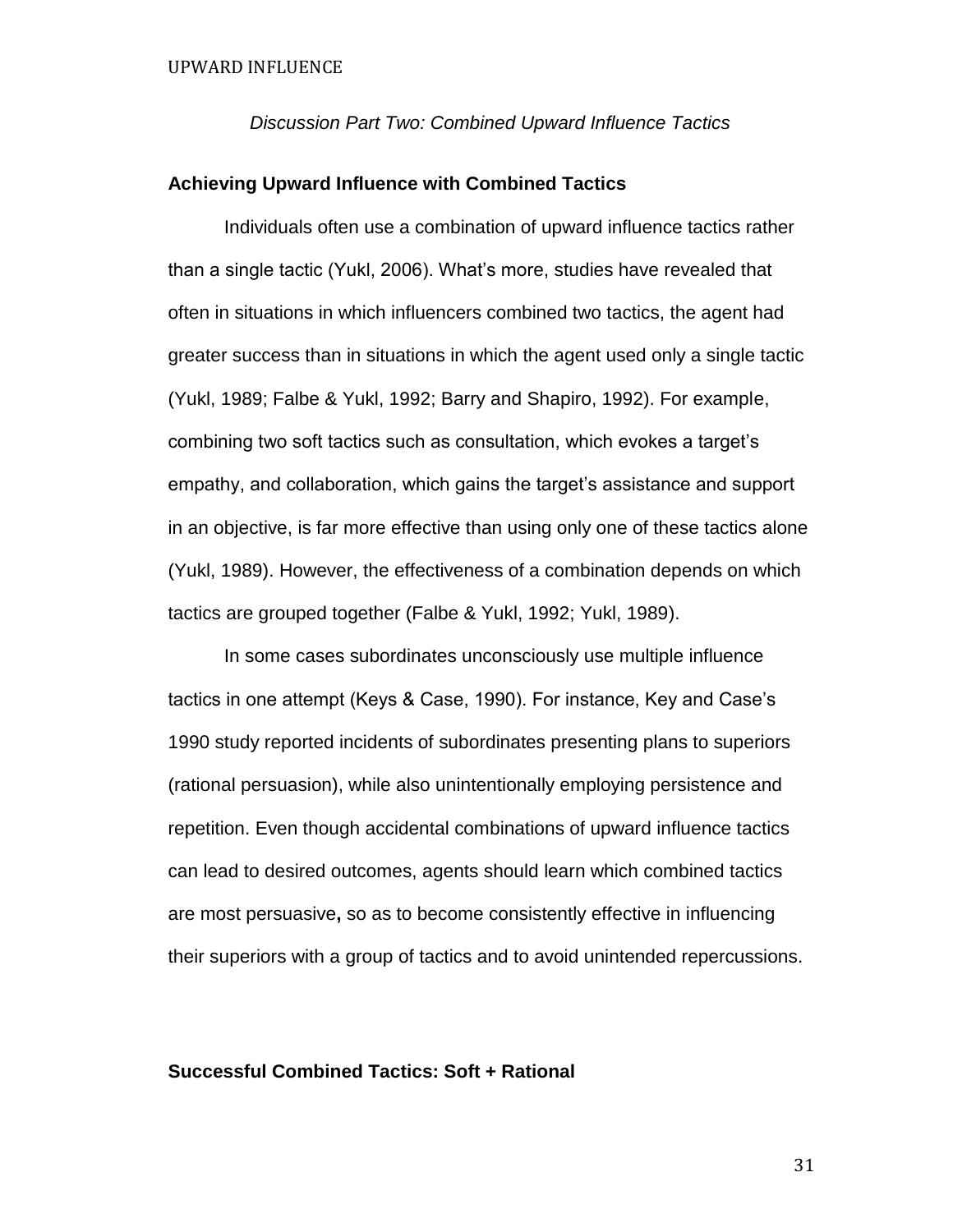*Discussion Part Two: Combined Upward Influence Tactics*

## Achieving Upward Influence with Combined Tactics

Individuals often use a combination of upward influence tactics rather than a single tactic (Yukl, 2006). What's more, studies have revealed that often in situations in which influencers combined two tactics, the agent had greater success than in situations in which the agent used only a single tactic (Yukl, 1989; Falbe & Yukl, 1992; Barry and Shapiro, 1992). For example, combining two soft tactics such as consultation, which evokes a target's empathy, and collaboration, which gains the target's assistance and support in an objective, is far more effective than using only one of these tactics alone (Yukl, 1989). However, the effectiveness of a combination depends on which tactics are grouped together (Falbe & Yukl, 1992; Yukl, 1989).

In some cases subordinates unconsciously use multiple influence tactics in one attempt (Keys & Case, 1990). For instance, Key and Case's 1990 study reported incidents of subordinates presenting plans to superiors (rational persuasion), while also unintentionally employing persistence and repetition. Even though accidental combinations of upward influence tactics can lead to desired outcomes, agents should learn which combined tactics are most persuasive**,** so as to become consistently effective in influencing their superiors with a group of tactics and to avoid unintended repercussions.

## Successful Combined Tactics: Soft + Rational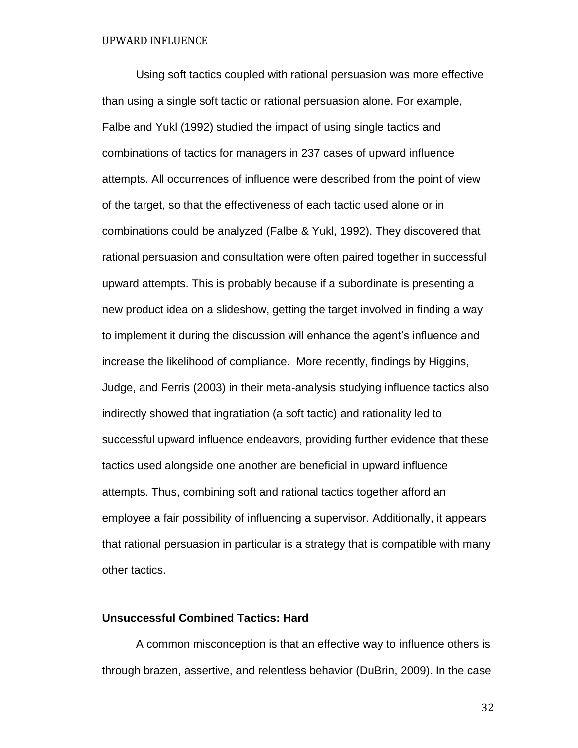Using soft tactics coupled with rational persuasion was more effective than using a single soft tactic or rational persuasion alone. For example, Falbe and Yukl (1992) studied the impact of using single tactics and combinations of tactics for managers in 237 cases of upward influence attempts. All occurrences of influence were described from the point of view of the target, so that the effectiveness of each tactic used alone or in combinations could be analyzed (Falbe & Yukl, 1992). They discovered that rational persuasion and consultation were often paired together in successful upward attempts. This is probably because if a subordinate is presenting a new product idea on a slideshow, getting the target involved in finding a way to implement it during the discussion will enhance the agent's influence and increase the likelihood of compliance. More recently, findings by Higgins, Judge, and Ferris (2003) in their meta-analysis studying influence tactics also indirectly showed that ingratiation (a soft tactic) and rationality led to successful upward influence endeavors, providing further evidence that these tactics used alongside one another are beneficial in upward influence attempts. Thus, combining soft and rational tactics together afford an employee a fair possibility of influencing a supervisor. Additionally, it appears that rational persuasion in particular is a strategy that is compatible with many other tactics.

### Unsuccessful Combined Tactics: Hard

A common misconception is that an effective way to influence others is through brazen, assertive, and relentless behavior (DuBrin, 2009). In the case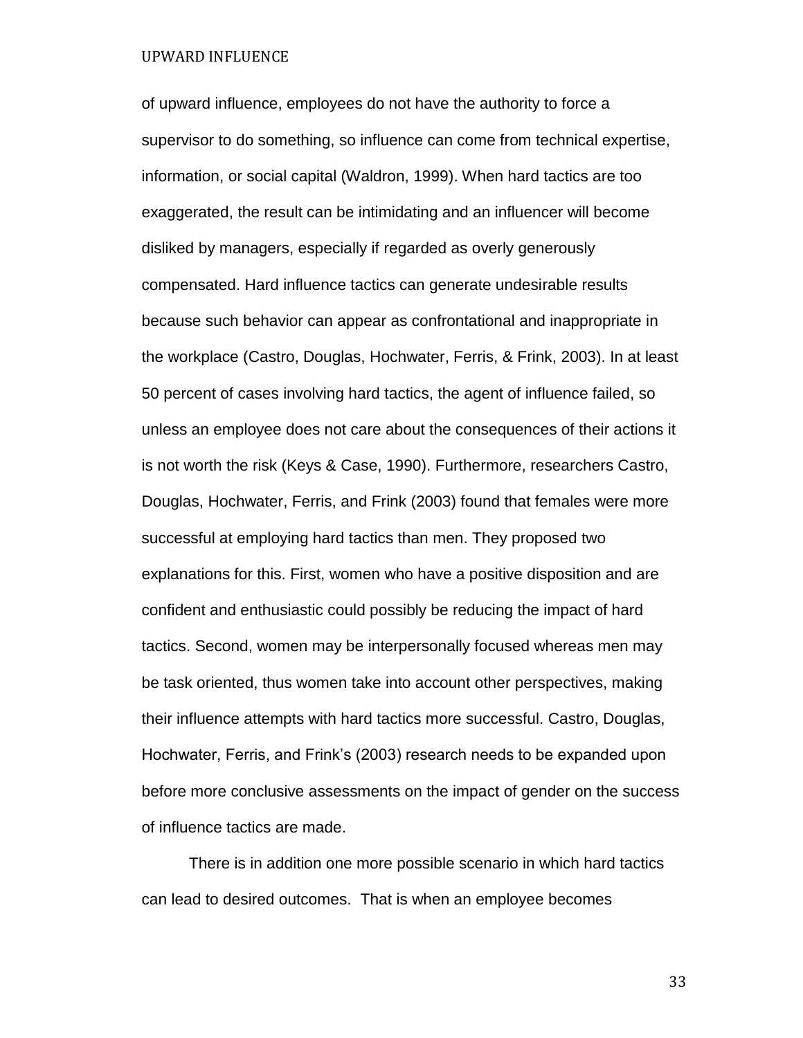of upward influence, employees do not have the authority to force a supervisor to do something, so influence can come from technical expertise, information, or social capital (Waldron, 1999). When hard tactics are too exaggerated, the result can be intimidating and an influencer will become disliked by managers, especially if regarded as overly generously compensated. Hard influence tactics can generate undesirable results because such behavior can appear as confrontational and inappropriate in the workplace (Castro, Douglas, Hochwater, Ferris, & Frink, 2003). In at least 50 percent of cases involving hard tactics, the agent of influence failed, so unless an employee does not care about the consequences of their actions it is not worth the risk (Keys & Case, 1990). Furthermore, researchers Castro, Douglas, Hochwater, Ferris, and Frink (2003) found that females were more successful at employing hard tactics than men. They proposed two explanations for this. First, women who have a positive disposition and are confident and enthusiastic could possibly be reducing the impact of hard tactics. Second, women may be interpersonally focused whereas men may be task oriented, thus women take into account other perspectives, making their influence attempts with hard tactics more successful. Castro, Douglas, Hochwater, Ferris, and Frink's (2003) research needs to be expanded upon before more conclusive assessments on the impact of gender on the success of influence tactics are made.

There is in addition one more possible scenario in which hard tactics can lead to desired outcomes. That is when an employee becomes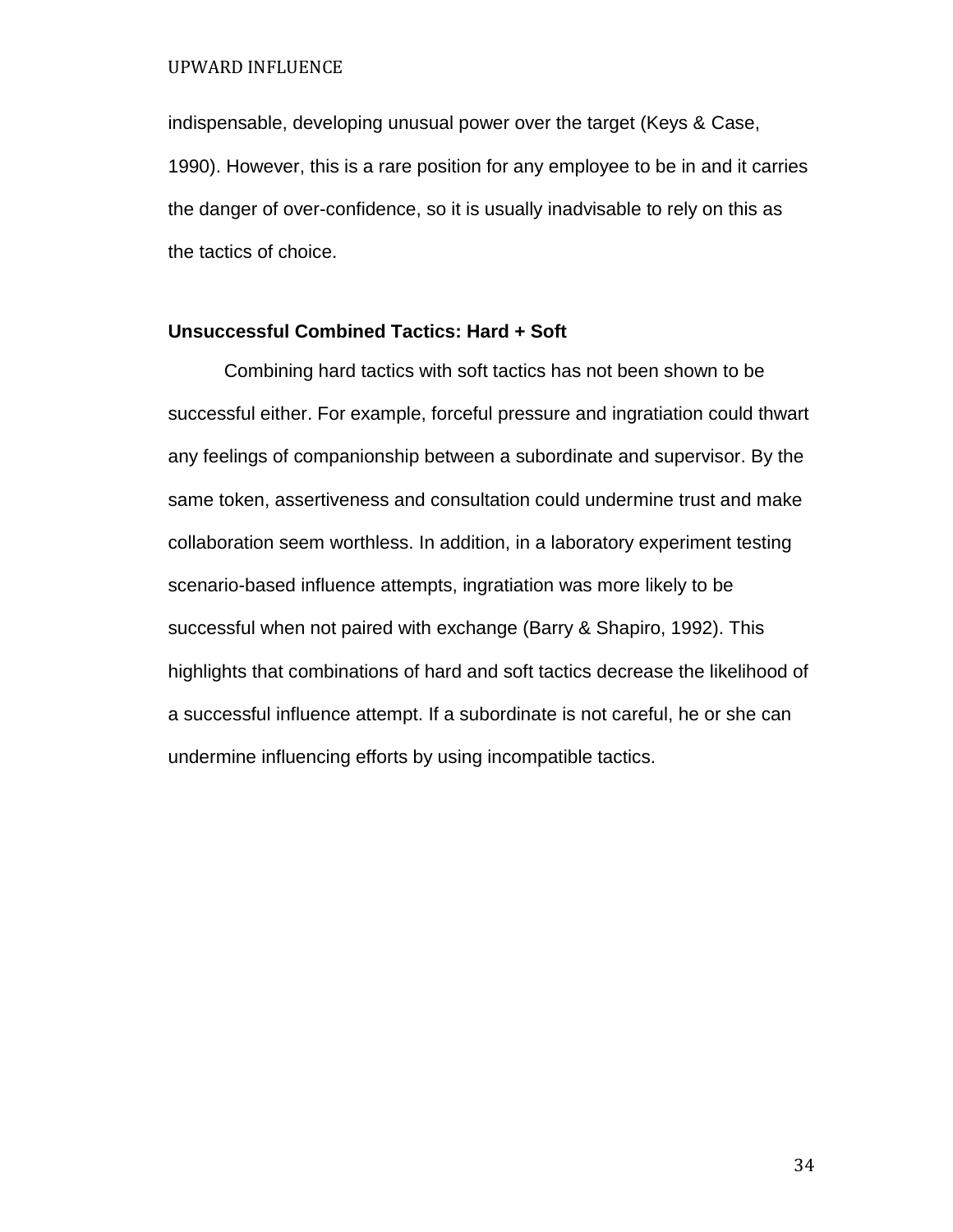indispensable, developing unusual power over the target (Keys & Case, 1990). However, this is a rare position for any employee to be in and it carries the danger of over-confidence, so it is usually inadvisable to rely on this as the tactics of choice.

**Unsuccessful Combined Tactics: Hard + Soft**

Combining hard tactics with soft tactics has not been shown to be successful either. For example, forceful pressure and ingratiation could thwart any feelings of companionship between a subordinate and supervisor. By the same token, assertiveness and consultation could undermine trust and make collaboration seem worthless. In addition, in a laboratory experiment testing scenario-based influence attempts, ingratiation was more likely to be successful when not paired with exchange (Barry & Shapiro, 1992). This highlights that combinations of hard and soft tactics decrease the likelihood of a successful influence attempt. If a subordinate is not careful, he or she can undermine influencing efforts by using incompatible tactics.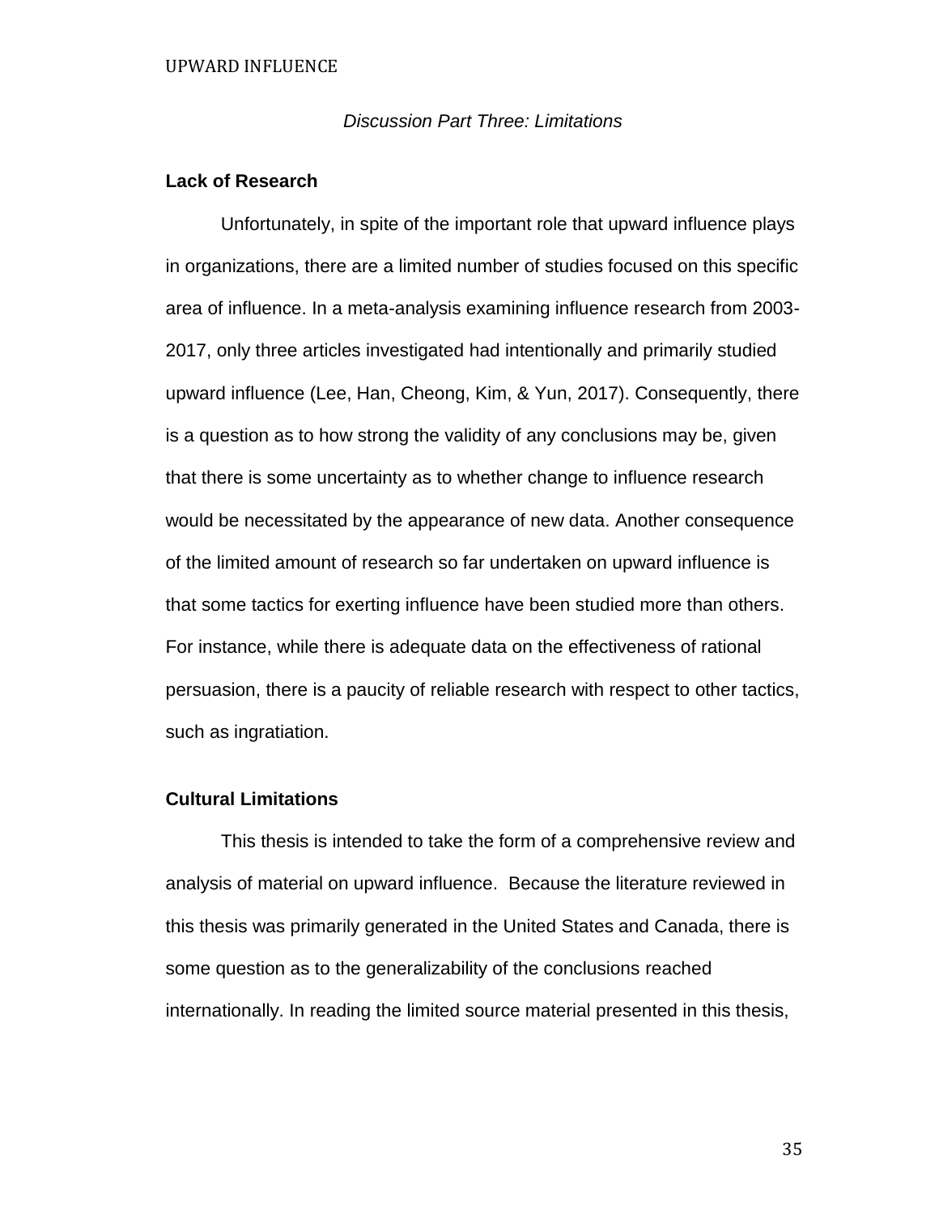*Discussion Part Three: Limitations*

**Lack of Research**

Unfortunately, in spite of the important role that upward influence plays in organizations, there are a limited number of studies focused on this specific area of influence. In a meta-analysis examining influence research from 2003-2017, only three articles investigated had intentionally and primarily studied upward influence (Lee, Han, Cheong, Kim, & Yun, 2017). Consequently, there is a question as to how strong the validity of any conclusions may be, given that there is some uncertainty as to whether change to influence research would be necessitated by the appearance of new data. Another consequence of the limited amount of research so far undertaken on upward influence is that some tactics for exerting influence have been studied more than others. For instance, while there is adequate data on the effectiveness of rational persuasion, there is a paucity of reliable research with respect to other tactics, such as ingratiation.

**Cultural Limitations**

This thesis is intended to take the form of a comprehensive review and analysis of material on upward influence. Because the literature reviewed in this thesis was primarily generated in the United States and Canada, there is some question as to the generalizability of the conclusions reached internationally. In reading the limited source material presented in this thesis,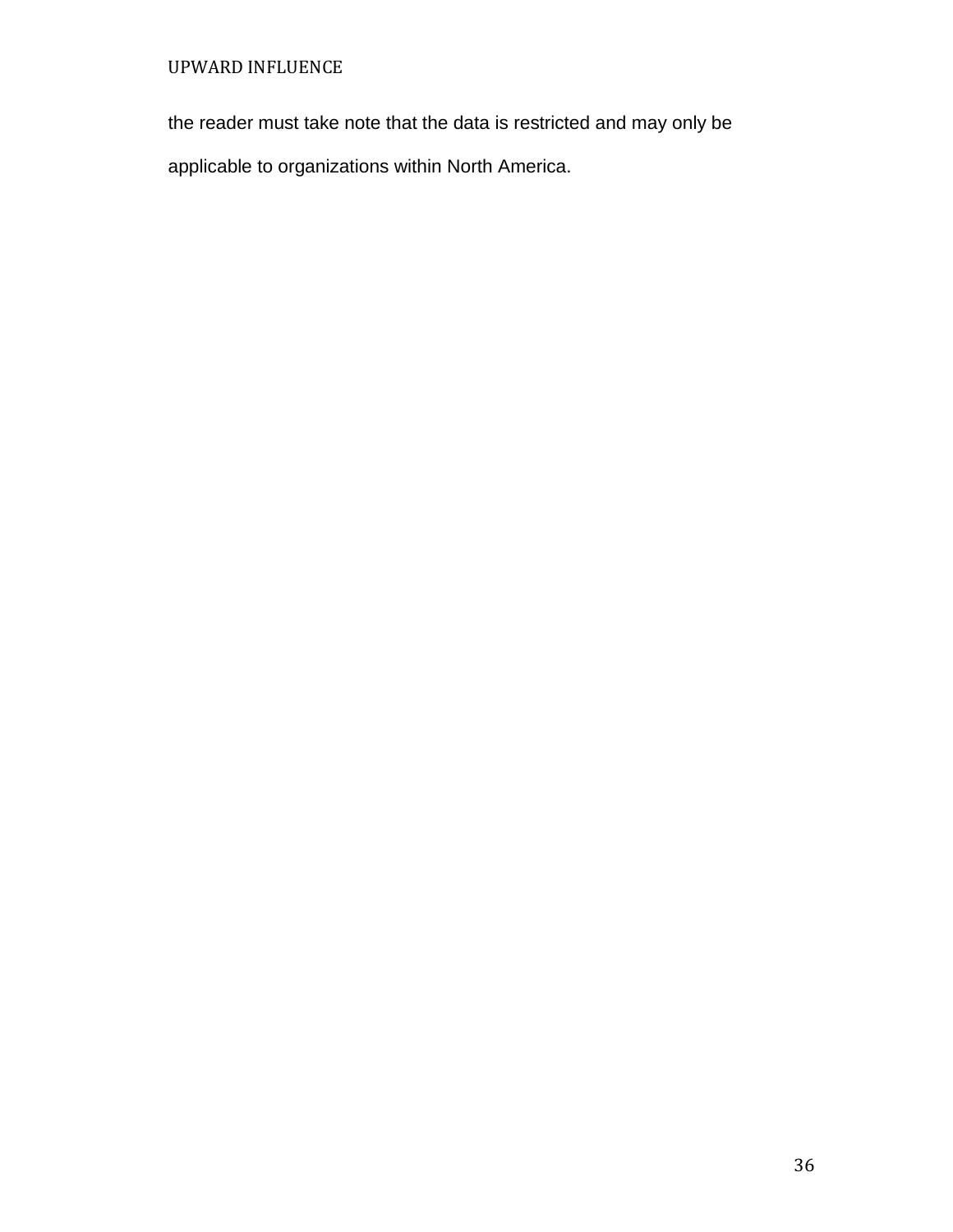the reader must take note that the data is restricted and may only be applicable to organizations within North America.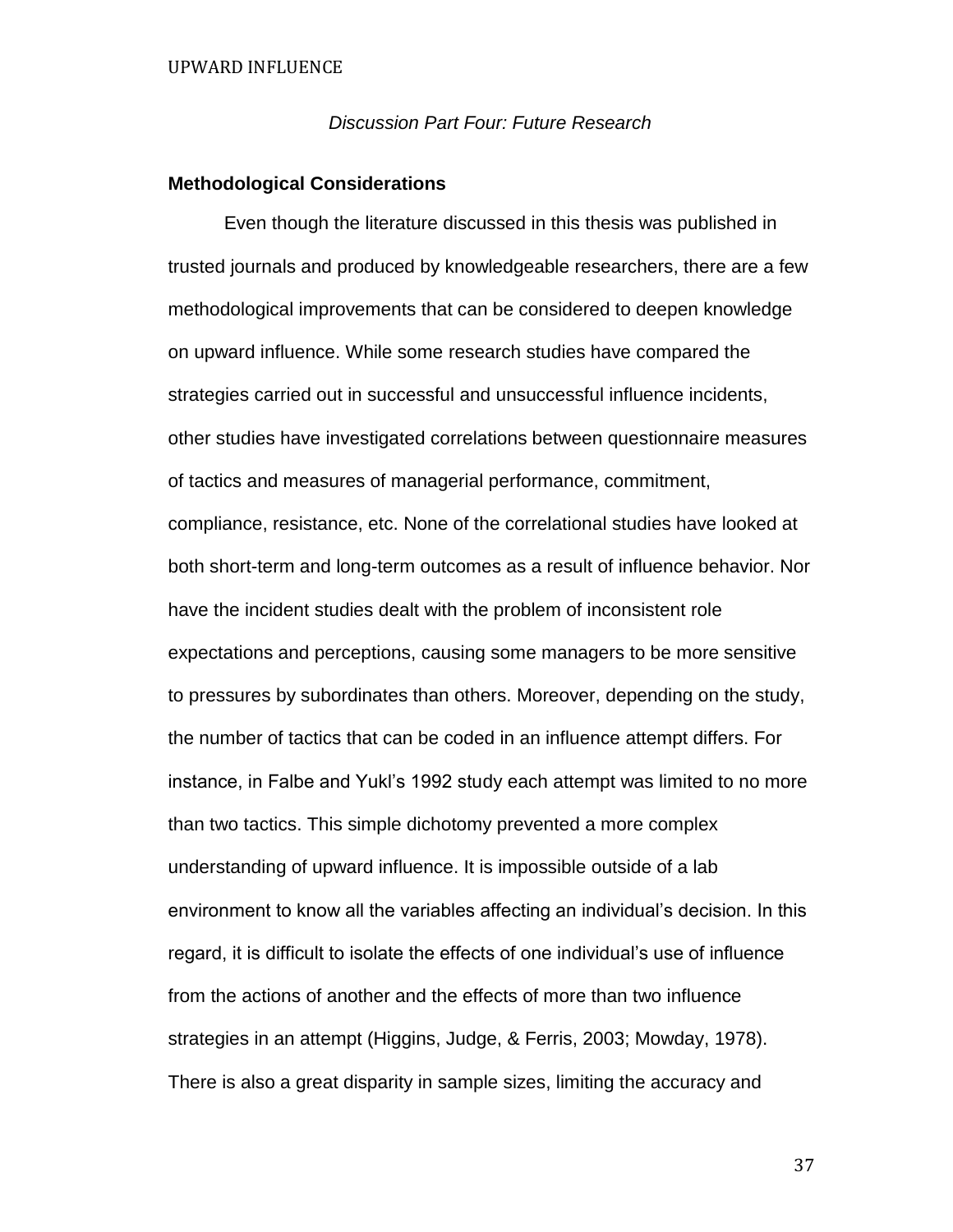*Discussion Part Four: Future Research*

## Methodological Considerations

Even though the literature discussed in this thesis was published in trusted journals and produced by knowledgeable researchers, there are a few methodological improvements that can be considered to deepen knowledge on upward influence. While some research studies have compared the strategies carried out in successful and unsuccessful influence incidents, other studies have investigated correlations between questionnaire measures of tactics and measures of managerial performance, commitment, compliance, resistance, etc. None of the correlational studies have looked at both short-term and long-term outcomes as a result of influence behavior. Nor have the incident studies dealt with the problem of inconsistent role expectations and perceptions, causing some managers to be more sensitive to pressures by subordinates than others. Moreover, depending on the study, the number of tactics that can be coded in an influence attempt differs. For instance, in Falbe and Yukl's 1992 study each attempt was limited to no more than two tactics. This simple dichotomy prevented a more complex understanding of upward influence. It is impossible outside of a lab environment to know all the variables affecting an individual's decision. In this regard, it is difficult to isolate the effects of one individual's use of influence from the actions of another and the effects of more than two influence strategies in an attempt (Higgins, Judge, & Ferris, 2003; Mowday, 1978). There is also a great disparity in sample sizes, limiting the accuracy and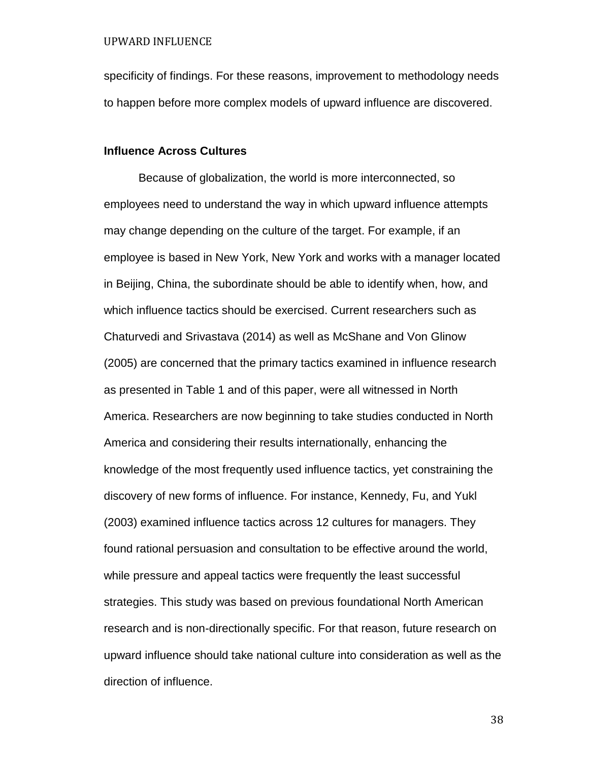specificity of findings. For these reasons, improvement to methodology needs to happen before more complex models of upward influence are discovered.

### Influence Across Cultures

Because of globalization, the world is more interconnected, so employees need to understand the way in which upward influence attempts may change depending on the culture of the target. For example, if an employee is based in New York, New York and works with a manager located in Beijing, China, the subordinate should be able to identify when, how, and which influence tactics should be exercised. Current researchers such as Chaturvedi and Srivastava (2014) as well as McShane and Von Glinow (2005) are concerned that the primary tactics examined in influence research as presented in Table 1 and of this paper, were all witnessed in North America. Researchers are now beginning to take studies conducted in North America and considering their results internationally, enhancing the knowledge of the most frequently used influence tactics, yet constraining the discovery of new forms of influence. For instance, Kennedy, Fu, and Yukl (2003) examined influence tactics across 12 cultures for managers. They found rational persuasion and consultation to be effective around the world, while pressure and appeal tactics were frequently the least successful strategies. This study was based on previous foundational North American research and is non-directionally specific. For that reason, future research on upward influence should take national culture into consideration as well as the direction of influence.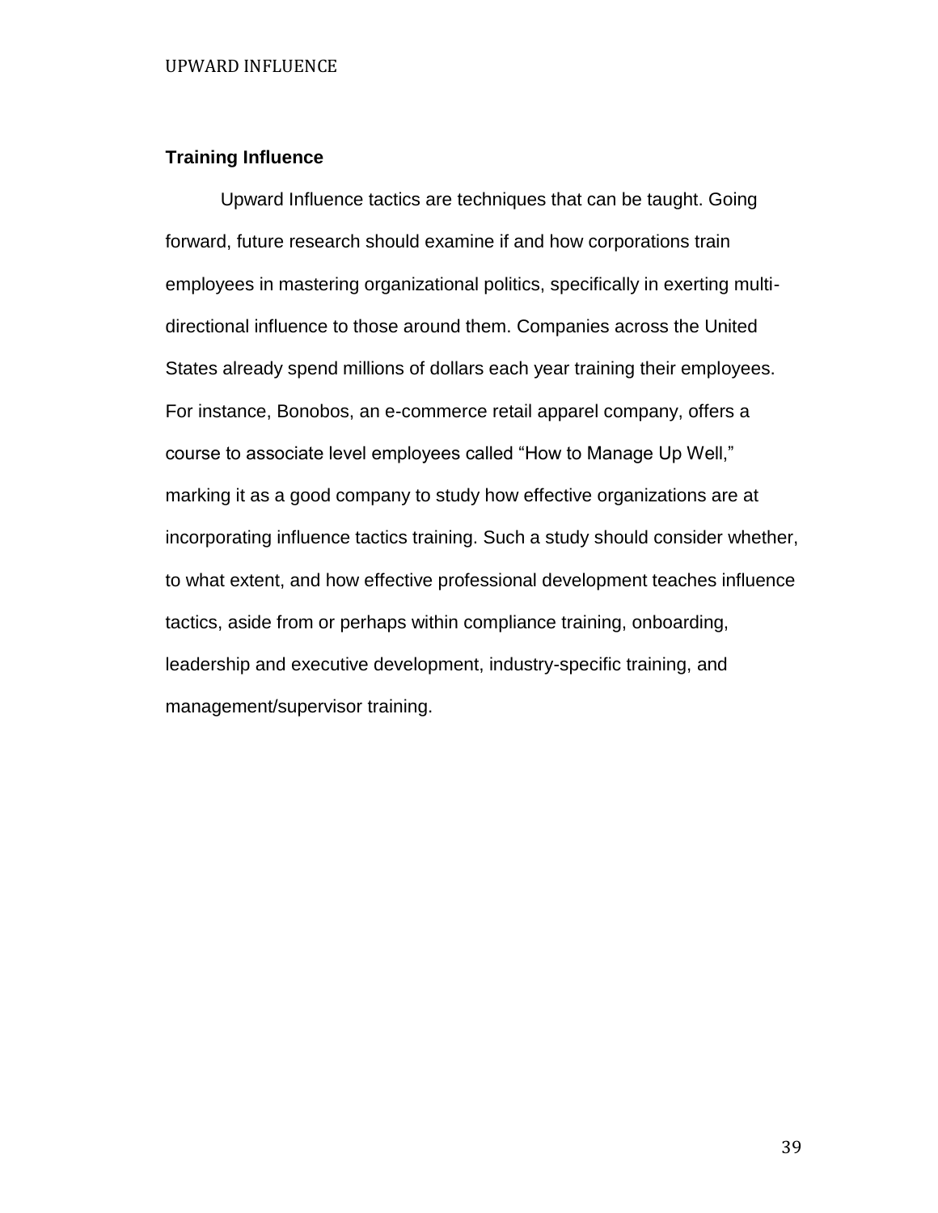**Training Influence**

Upward Influence tactics are techniques that can be taught. Going forward, future research should examine if and how corporations train employees in mastering organizational politics, specifically in exerting multi-directional influence to those around them. Companies across the United States already spend millions of dollars each year training their employees. For instance, Bonobos, an e-commerce retail apparel company, offers a course to associate level employees called “How to Manage Up Well,” marking it as a good company to study how effective organizations are at incorporating influence tactics training. Such a study should consider whether, to what extent, and how effective professional development teaches influence tactics, aside from or perhaps within compliance training, onboarding, leadership and executive development, industry-specific training, and management/supervisor training.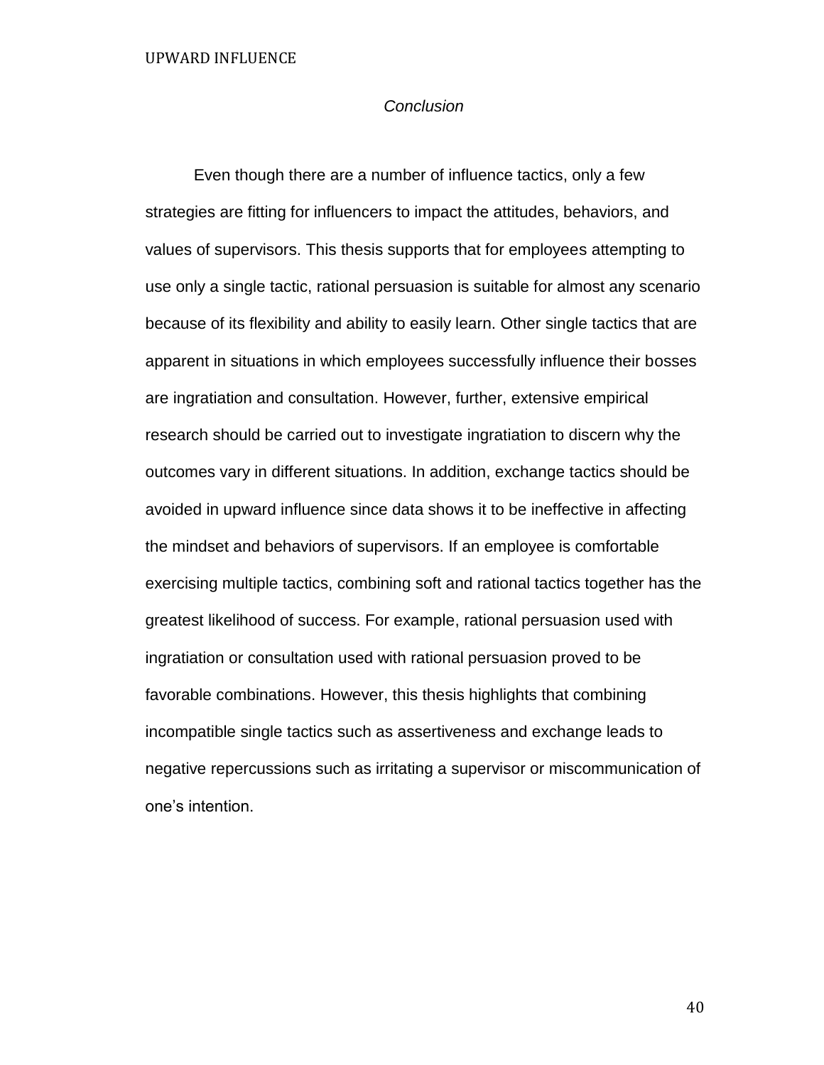*Conclusion*

Even though there are a number of influence tactics, only a few strategies are fitting for influencers to impact the attitudes, behaviors, and values of supervisors. This thesis supports that for employees attempting to use only a single tactic, rational persuasion is suitable for almost any scenario because of its flexibility and ability to easily learn. Other single tactics that are apparent in situations in which employees successfully influence their bosses are ingratiation and consultation. However, further, extensive empirical research should be carried out to investigate ingratiation to discern why the outcomes vary in different situations. In addition, exchange tactics should be avoided in upward influence since data shows it to be ineffective in affecting the mindset and behaviors of supervisors. If an employee is comfortable exercising multiple tactics, combining soft and rational tactics together has the greatest likelihood of success. For example, rational persuasion used with ingratiation or consultation used with rational persuasion proved to be favorable combinations. However, this thesis highlights that combining incompatible single tactics such as assertiveness and exchange leads to negative repercussions such as irritating a supervisor or miscommunication of one's intention.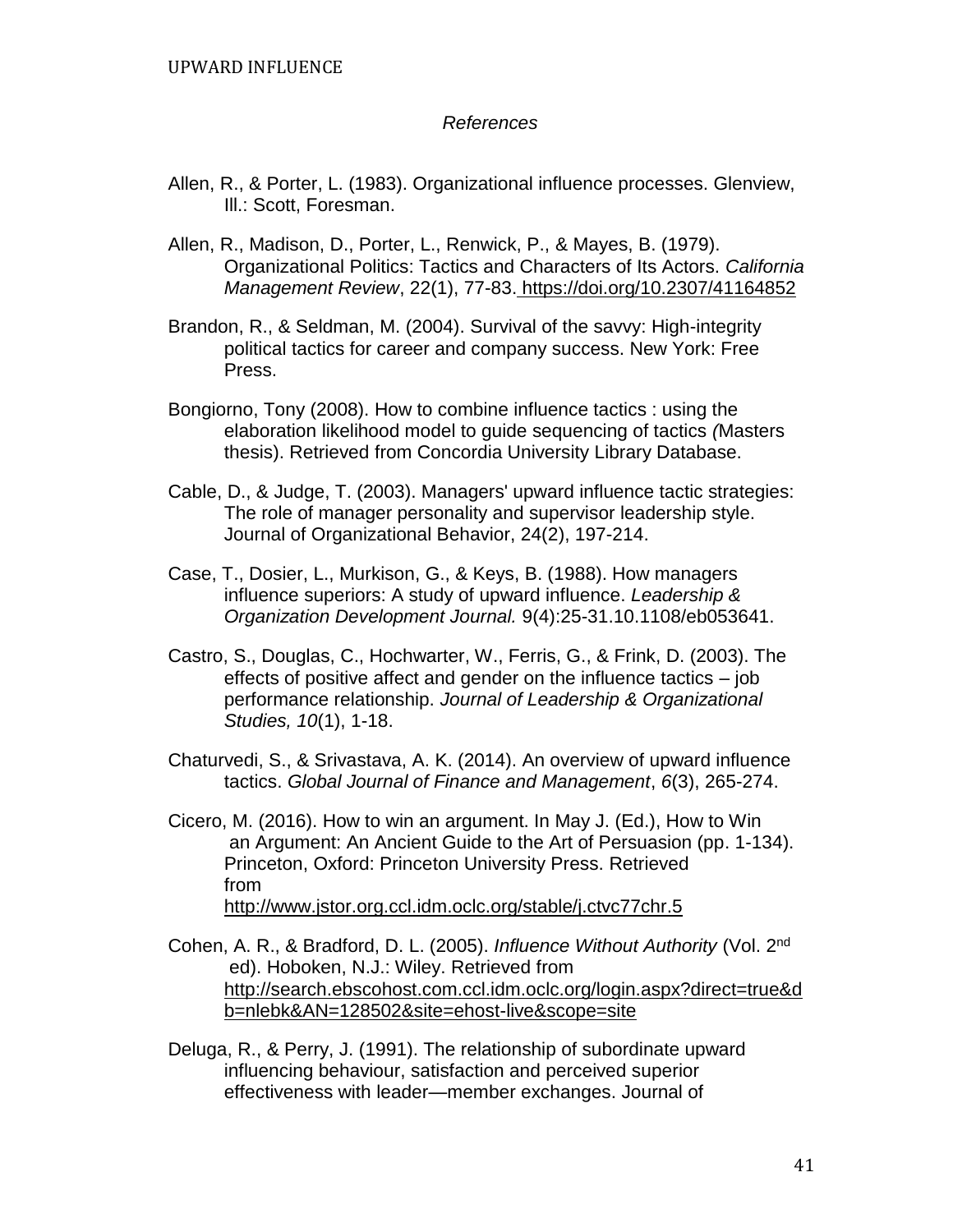*References*

Allen, R., & Porter, L. (1983). Organizational influence processes. Glenview, Ill.: Scott, Foresman.

Allen, R., Madison, D., Porter, L., Renwick, P., & Mayes, B. (1979). Organizational Politics: Tactics and Characters of Its Actors. *California Management Review*, 22(1), 77-83. https://doi.org/10.2307/41164852

Brandon, R., & Seldman, M. (2004). Survival of the savvy: High-integrity political tactics for career and company success. New York: Free Press.

Bongiorno, Tony (2008). How to combine influence tactics : using the elaboration likelihood model to guide sequencing of tactics *(*Masters thesis). Retrieved from Concordia University Library Database.

Cable, D., & Judge, T. (2003). Managers' upward influence tactic strategies: The role of manager personality and supervisor leadership style. Journal of Organizational Behavior, 24(2), 197-214.

Case, T., Dosier, L., Murkison, G., & Keys, B. (1988). How managers influence superiors: A study of upward influence. *Leadership & Organization Development Journal.* 9(4):25-31.10.1108/eb053641.

Castro, S., Douglas, C., Hochwarter, W., Ferris, G., & Frink, D. (2003). The effects of positive affect and gender on the influence tactics – job performance relationship. *Journal of Leadership & Organizational Studies, 10*(1), 1-18.

Chaturvedi, S., & Srivastava, A. K. (2014). An overview of upward influence tactics. *Global Journal of Finance and Management*, *6*(3), 265-274.

Cicero, M. (2016). How to win an argument. In May J. (Ed.), How to Win an Argument: An Ancient Guide to the Art of Persuasion (pp. 1-134). Princeton, Oxford: Princeton University Press. Retrieved from http://www.jstor.org.ccl.idm.oclc.org/stable/j.ctvc77chr.5

Cohen, A. R., & Bradford, D. L. (2005). *Influence Without Authority* (Vol. 2nd ed). Hoboken, N.J.: Wiley. Retrieved from http://search.ebscohost.com.ccl.idm.oclc.org/login.aspx?direct=true&db=nlebk&AN=128502&site=ehost-live&scope=site

Deluga, R., & Perry, J. (1991). The relationship of subordinate upward influencing behaviour, satisfaction and perceived superior effectiveness with leader—member exchanges. Journal of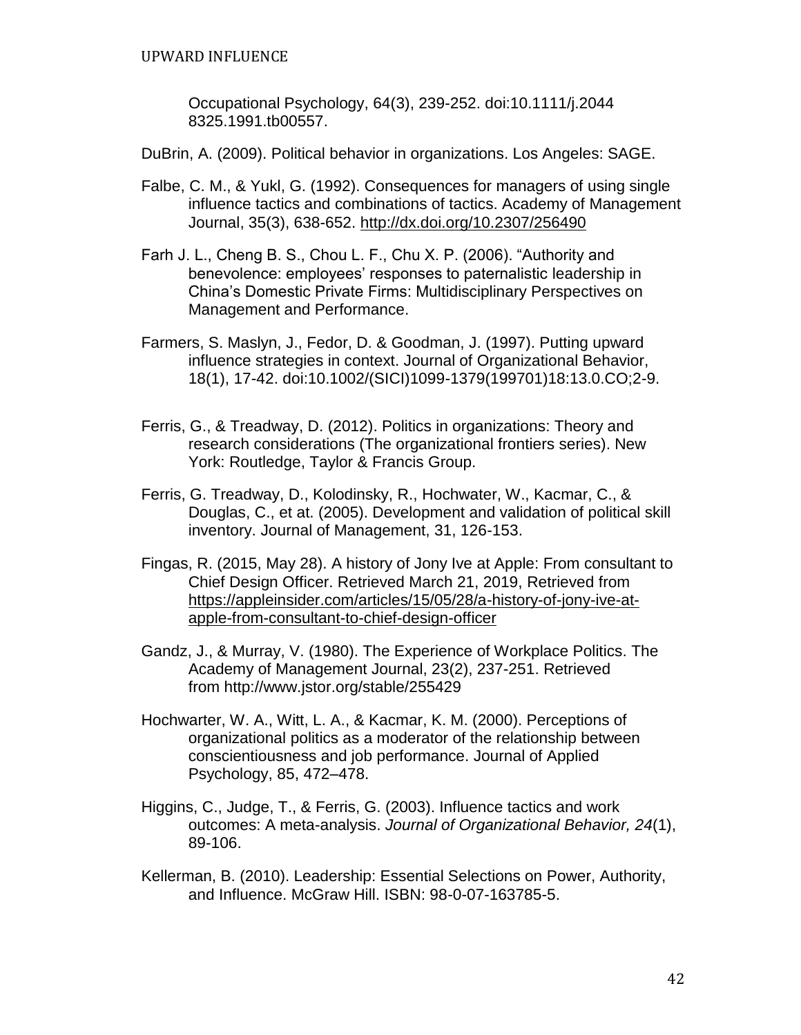Occupational Psychology, 64(3), 239-252. doi:10.1111/j.2044 8325.1991.tb00557.

DuBrin, A. (2009). Political behavior in organizations. Los Angeles: SAGE.

Falbe, C. M., & Yukl, G. (1992). Consequences for managers of using single influence tactics and combinations of tactics. Academy of Management Journal, 35(3), 638-652. http://dx.doi.org/10.2307/256490

Farh J. L., Cheng B. S., Chou L. F., Chu X. P. (2006). "Authority and benevolence: employees' responses to paternalistic leadership in China's Domestic Private Firms: Multidisciplinary Perspectives on Management and Performance.

Farmers, S. Maslyn, J., Fedor, D. & Goodman, J. (1997). Putting upward influence strategies in context. Journal of Organizational Behavior, 18(1), 17-42. doi:10.1002/(SICI)1099-1379(199701)18:13.0.CO;2-9.

Ferris, G., & Treadway, D. (2012). Politics in organizations: Theory and research considerations (The organizational frontiers series). New York: Routledge, Taylor & Francis Group.

Ferris, G. Treadway, D., Kolodinsky, R., Hochwater, W., Kacmar, C., & Douglas, C., et at. (2005). Development and validation of political skill inventory. Journal of Management, 31, 126-153.

Fingas, R. (2015, May 28). A history of Jony Ive at Apple: From consultant to Chief Design Officer. Retrieved March 21, 2019, Retrieved from https://appleinsider.com/articles/15/05/28/a-history-of-jony-ive-at-apple-from-consultant-to-chief-design-officer

Gandz, J., & Murray, V. (1980). The Experience of Workplace Politics. The Academy of Management Journal, 23(2), 237-251. Retrieved from http://www.jstor.org/stable/255429

Hochwarter, W. A., Witt, L. A., & Kacmar, K. M. (2000). Perceptions of organizational politics as a moderator of the relationship between conscientiousness and job performance. Journal of Applied Psychology, 85, 472–478.

Higgins, C., Judge, T., & Ferris, G. (2003). Influence tactics and work outcomes: A meta-analysis. *Journal of Organizational Behavior, 24*(1), 89-106.

Kellerman, B. (2010). Leadership: Essential Selections on Power, Authority, and Influence. McGraw Hill. ISBN: 98-0-07-163785-5.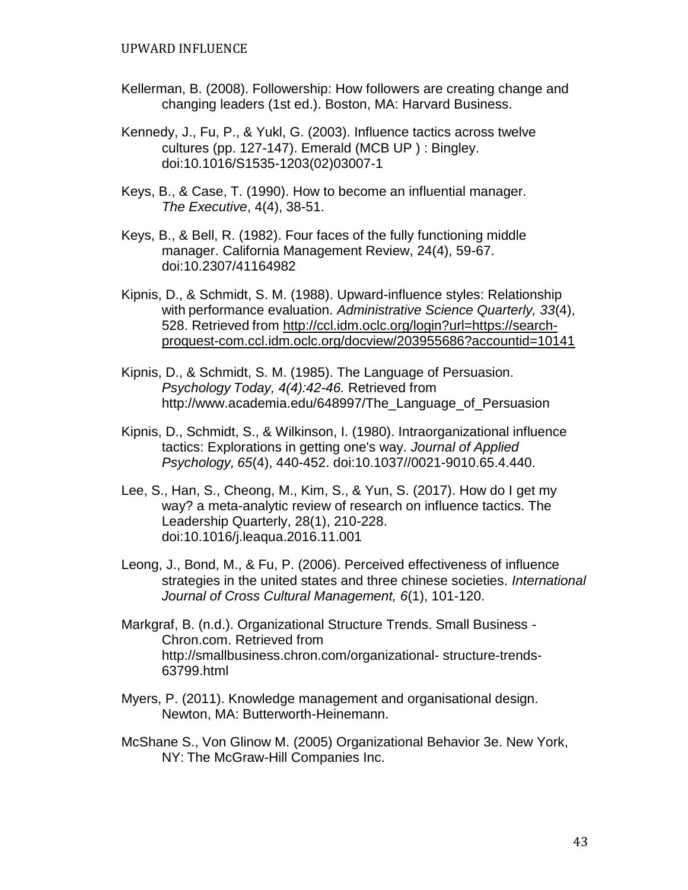Kellerman, B. (2008). Followership: How followers are creating change and changing leaders (1st ed.). Boston, MA: Harvard Business.

Kennedy, J., Fu, P., & Yukl, G. (2003). Influence tactics across twelve cultures (pp. 127-147). Emerald (MCB UP ) : Bingley. doi:10.1016/S1535-1203(02)03007-1

Keys, B., & Case, T. (1990). How to become an influential manager. *The Executive*, 4(4), 38-51.

Keys, B., & Bell, R. (1982). Four faces of the fully functioning middle manager. California Management Review, 24(4), 59-67. doi:10.2307/41164982

Kipnis, D., & Schmidt, S. M. (1988). Upward-influence styles: Relationship with performance evaluation. *Administrative Science Quarterly, 33*(4), 528. Retrieved from http://ccl.idm.oclc.org/login?url=https://search-proquest-com.ccl.idm.oclc.org/docview/203955686?accountid=10141

Kipnis, D., & Schmidt, S. M. (1985). The Language of Persuasion. *Psychology Today, 4(4):42-46.* Retrieved from http://www.academia.edu/648997/The_Language_of_Persuasion

Kipnis, D., Schmidt, S., & Wilkinson, I. (1980). Intraorganizational influence tactics: Explorations in getting one's way. *Journal of Applied Psychology, 65*(4), 440-452. doi:10.1037//0021-9010.65.4.440.

Lee, S., Han, S., Cheong, M., Kim, S., & Yun, S. (2017). How do I get my way? a meta-analytic review of research on influence tactics. The Leadership Quarterly, 28(1), 210-228. doi:10.1016/j.leaqua.2016.11.001

Leong, J., Bond, M., & Fu, P. (2006). Perceived effectiveness of influence strategies in the united states and three chinese societies. *International Journal of Cross Cultural Management, 6*(1), 101-120.

Markgraf, B. (n.d.). Organizational Structure Trends. Small Business - Chron.com. Retrieved from http://smallbusiness.chron.com/organizational- structure-trends-63799.html

Myers, P. (2011). Knowledge management and organisational design. Newton, MA: Butterworth-Heinemann.

McShane S., Von Glinow M. (2005) Organizational Behavior 3e. New York, NY: The McGraw-Hill Companies Inc.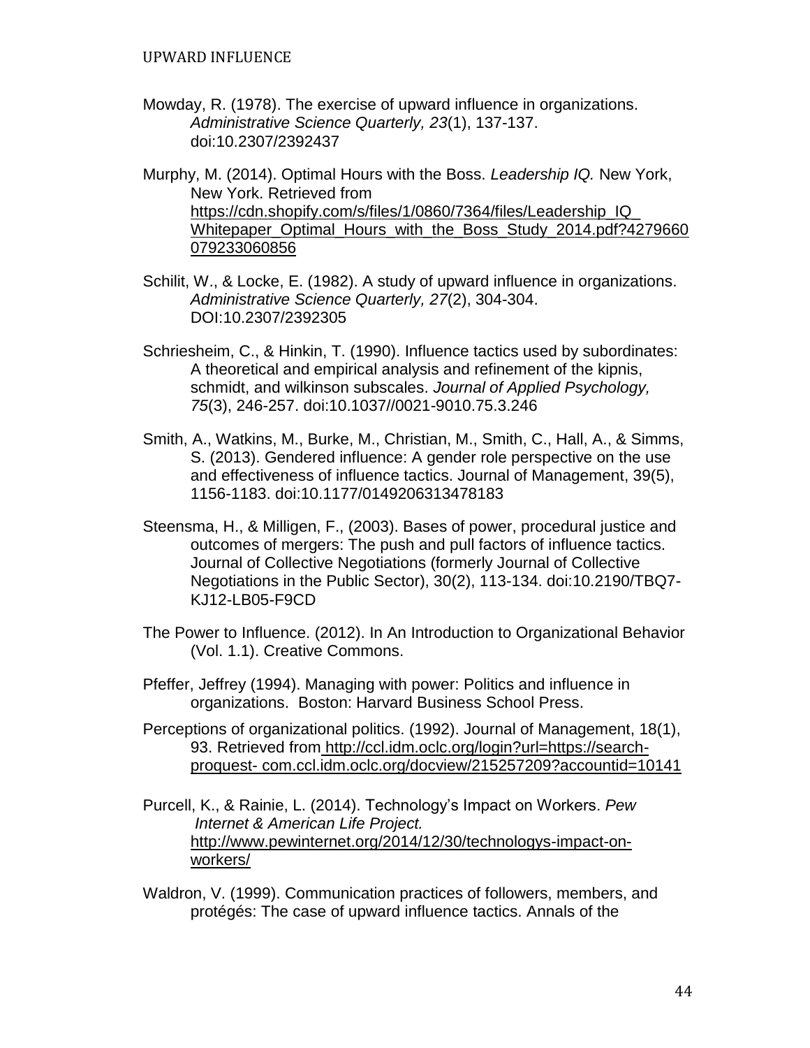Mowday, R. (1978). The exercise of upward influence in organizations. *Administrative Science Quarterly, 23*(1), 137-137. doi:10.2307/2392437

Murphy, M. (2014). Optimal Hours with the Boss. *Leadership IQ.* New York, New York. Retrieved from https://cdn.shopify.com/s/files/1/0860/7364/files/Leadership_IQ_Whitepaper_Optimal_Hours_with_the_Boss_Study_2014.pdf?4279660079233060856

Schilit, W., & Locke, E. (1982). A study of upward influence in organizations. *Administrative Science Quarterly, 27*(2), 304-304. DOI:10.2307/2392305

Schriesheim, C., & Hinkin, T. (1990). Influence tactics used by subordinates: A theoretical and empirical analysis and refinement of the kipnis, schmidt, and wilkinson subscales. *Journal of Applied Psychology, 75*(3), 246-257. doi:10.1037//0021-9010.75.3.246

Smith, A., Watkins, M., Burke, M., Christian, M., Smith, C., Hall, A., & Simms, S. (2013). Gendered influence: A gender role perspective on the use and effectiveness of influence tactics. Journal of Management, 39(5), 1156-1183. doi:10.1177/0149206313478183

Steensma, H., & Milligen, F., (2003). Bases of power, procedural justice and outcomes of mergers: The push and pull factors of influence tactics. Journal of Collective Negotiations (formerly Journal of Collective Negotiations in the Public Sector), 30(2), 113-134. doi:10.2190/TBQ7-KJ12-LB05-F9CD

The Power to Influence. (2012). In An Introduction to Organizational Behavior (Vol. 1.1). Creative Commons.

Pfeffer, Jeffrey (1994). Managing with power: Politics and influence in organizations. Boston: Harvard Business School Press.

Perceptions of organizational politics. (1992). Journal of Management, 18(1), 93. Retrieved from http://ccl.idm.oclc.org/login?url=https://search-proquest- com.ccl.idm.oclc.org/docview/215257209?accountid=10141

Purcell, K., & Rainie, L. (2014). Technology's Impact on Workers. *Pew Internet & American Life Project.* http://www.pewinternet.org/2014/12/30/technologys-impact-on-workers/

Waldron, V. (1999). Communication practices of followers, members, and protégés: The case of upward influence tactics. Annals of the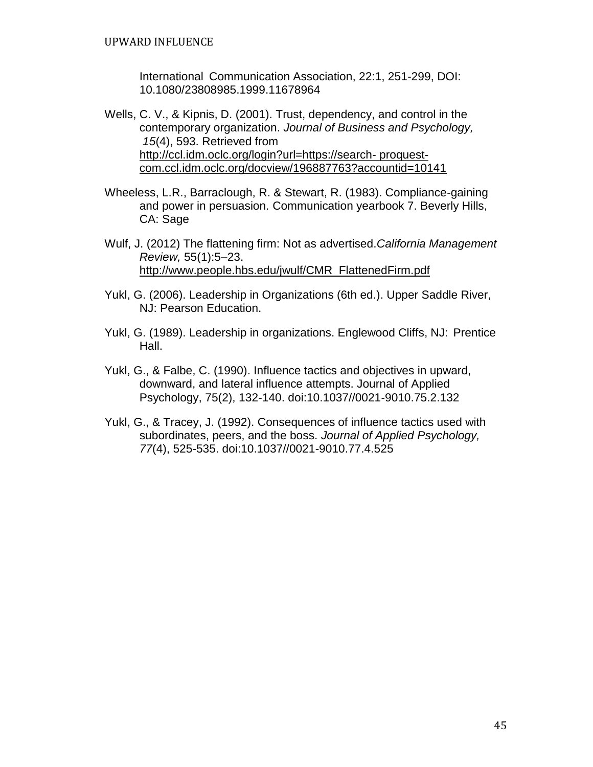International Communication Association, 22:1, 251-299, DOI: 10.1080/23808985.1999.11678964

Wells, C. V., & Kipnis, D. (2001). Trust, dependency, and control in the contemporary organization. *Journal of Business and Psychology, 15*(4), 593. Retrieved from http://ccl.idm.oclc.org/login?url=https://search- proquest-com.ccl.idm.oclc.org/docview/196887763?accountid=10141

Wheeless, L.R., Barraclough, R. & Stewart, R. (1983). Compliance-gaining and power in persuasion. Communication yearbook 7. Beverly Hills, CA: Sage

Wulf, J. (2012) The flattening firm: Not as advertised.*California Management Review,* 55(1):5–23. http://www.people.hbs.edu/jwulf/CMR_FlattenedFirm.pdf

Yukl, G. (2006). Leadership in Organizations (6th ed.). Upper Saddle River, NJ: Pearson Education.

Yukl, G. (1989). Leadership in organizations. Englewood Cliffs, NJ: Prentice Hall.

Yukl, G., & Falbe, C. (1990). Influence tactics and objectives in upward, downward, and lateral influence attempts. Journal of Applied Psychology, 75(2), 132-140. doi:10.1037//0021-9010.75.2.132

Yukl, G., & Tracey, J. (1992). Consequences of influence tactics used with subordinates, peers, and the boss. *Journal of Applied Psychology, 77*(4), 525-535. doi:10.1037//0021-9010.77.4.525